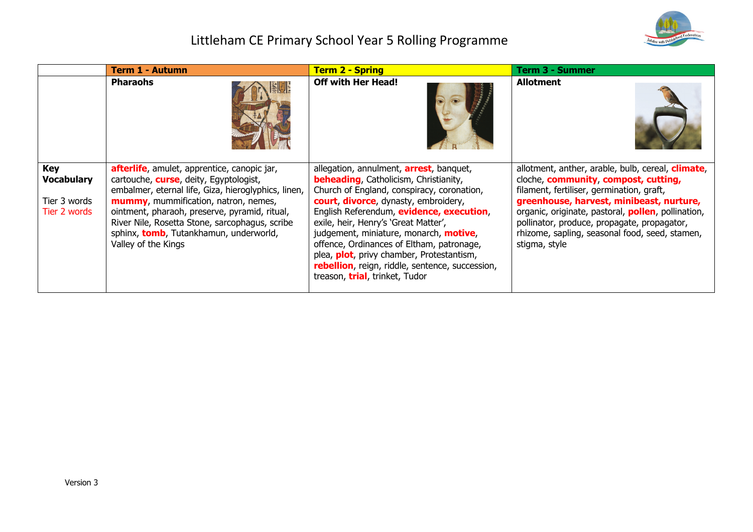# Littleham CE Primary School Year 5 Rolling Programme

| | Term 1 - Autumn | Term 2 - Spring | Term 3 - Summer |
|---|---|---|---|
| | **Pharaohs** | **Off with Her Head!** | **Allotment** |
| **Key Vocabulary**<br><br>Tier 3 words<br>Tier 2 words | **afterlife**, amulet, apprentice, canopic jar, cartouche, **curse**, deity, Egyptologist, embalmer, eternal life, Giza, hieroglyphics, linen, **mummy**, mummification, natron, nemes, ointment, pharaoh, preserve, pyramid, ritual, River Nile, Rosetta Stone, sarcophagus, scribe sphinx, **tomb**, Tutankhamun, underworld, Valley of the Kings | allegation, annulment, **arrest**, banquet, **beheading**, Catholicism, Christianity, Church of England, conspiracy, coronation, **court**, **divorce**, dynasty, embroidery, English Referendum, **evidence, execution**, exile, heir, Henry's 'Great Matter', judgement, miniature, monarch, **motive**, offence, Ordinances of Eltham, patronage, plea, **plot**, privy chamber, Protestantism, **rebellion**, reign, riddle, sentence, succession, treason, **trial**, trinket, Tudor | allotment, anther, arable, bulb, cereal, **climate**, cloche, **community**, **compost, cutting,** filament, fertiliser, germination, graft, **greenhouse, harvest, minibeast, nurture,** organic, originate, pastoral, **pollen**, pollination, pollinator, produce, propagate, propagator, rhizome, sapling, seasonal food, seed, stamen, stigma, style |

Version 3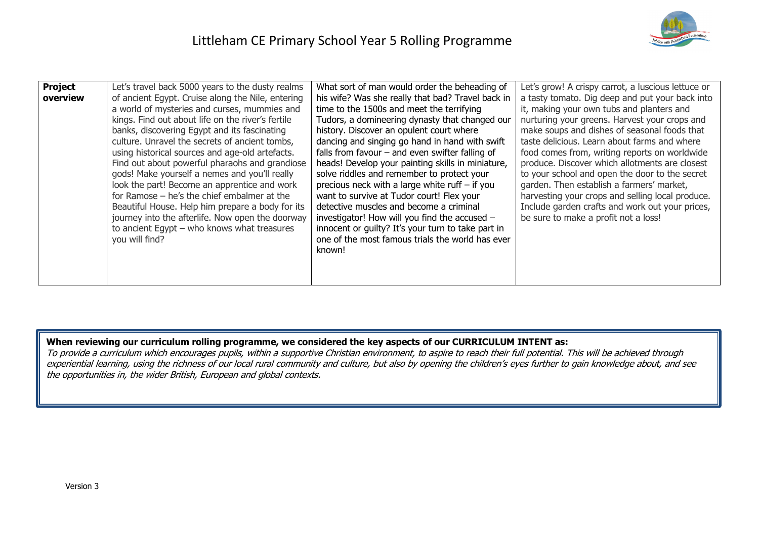# Littleham CE Primary School Year 5 Rolling Programme

| **Project overview** | Let's travel back 5000 years to the dusty realms of ancient Egypt. Cruise along the Nile, entering a world of mysteries and curses, mummies and kings. Find out about life on the river's fertile banks, discovering Egypt and its fascinating culture. Unravel the secrets of ancient tombs, using historical sources and age-old artefacts. Find out about powerful pharaohs and grandiose gods! Make yourself a nemes and you'll really look the part! Become an apprentice and work for Ramose – he's the chief embalmer at the Beautiful House. Help him prepare a body for its journey into the afterlife. Now open the doorway to ancient Egypt – who knows what treasures you will find? | What sort of man would order the beheading of his wife? Was she really that bad? Travel back in time to the 1500s and meet the terrifying Tudors, a domineering dynasty that changed our history. Discover an opulent court where dancing and singing go hand in hand with swift falls from favour – and even swifter falling of heads! Develop your painting skills in miniature, solve riddles and remember to protect your precious neck with a large white ruff – if you want to survive at Tudor court! Flex your detective muscles and become a criminal investigator! How will you find the accused – innocent or guilty? It's your turn to take part in one of the most famous trials the world has ever known! | Let's grow! A crispy carrot, a luscious lettuce or a tasty tomato. Dig deep and put your back into it, making your own tubs and planters and nurturing your greens. Harvest your crops and make soups and dishes of seasonal foods that taste delicious. Learn about farms and where food comes from, writing reports on worldwide produce. Discover which allotments are closest to your school and open the door to the secret garden. Then establish a farmers' market, harvesting your crops and selling local produce. Include garden crafts and work out your prices, be sure to make a profit not a loss! |
|---|---|---|---|

**When reviewing our curriculum rolling programme, we considered the key aspects of our CURRICULUM INTENT as:**
*To provide a curriculum which encourages pupils, within a supportive Christian environment, to aspire to reach their full potential. This will be achieved through experiential learning, using the richness of our local rural community and culture, but also by opening the children's eyes further to gain knowledge about, and see the opportunities in, the wider British, European and global contexts.*

Version 3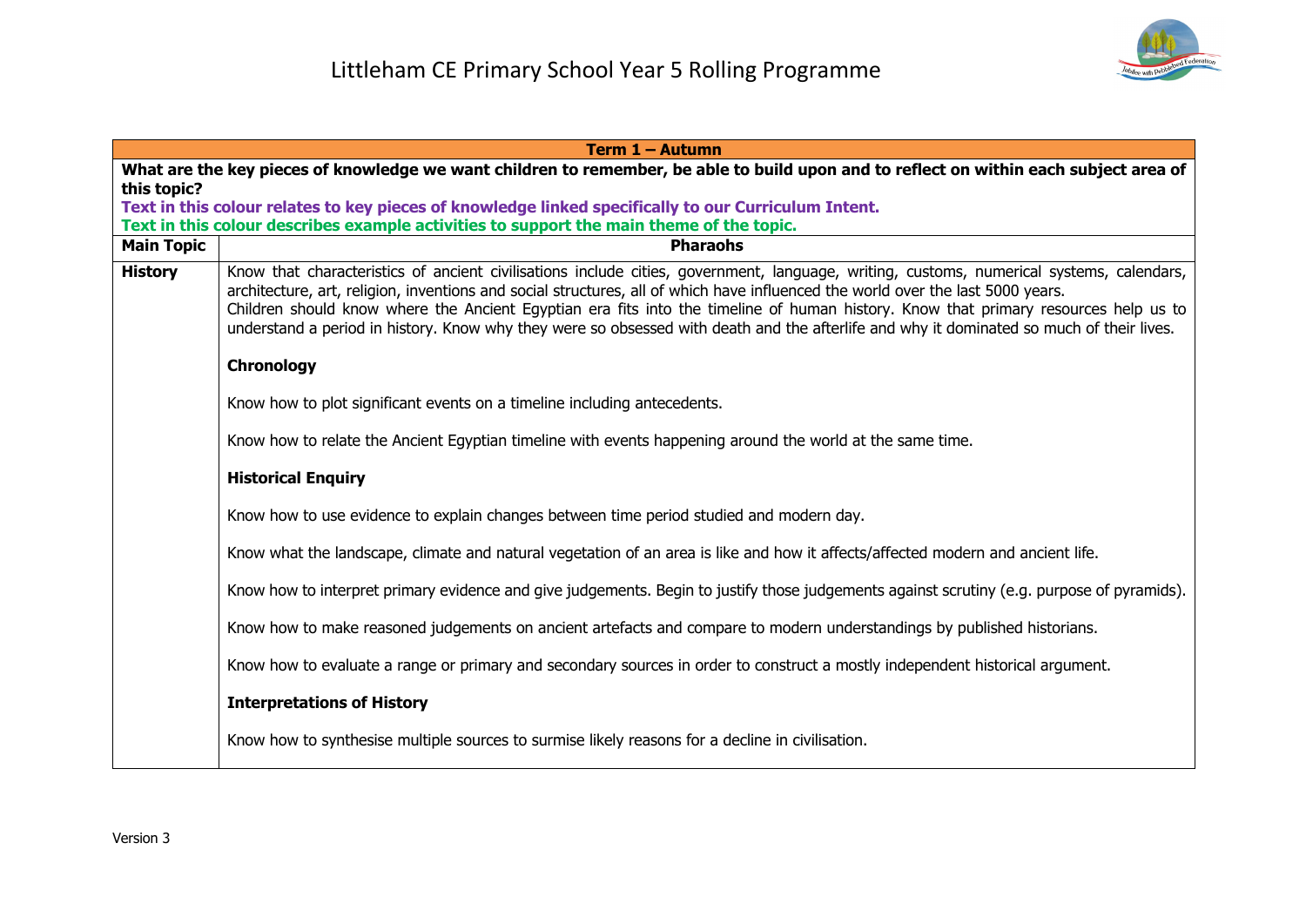# Littleham CE Primary School Year 5 Rolling Programme

| Term 1 – Autumn | |
|---|---|
| **What are the key pieces of knowledge we want children to remember, be able to build upon and to reflect on within each subject area of this topic?**<br>**Text in this colour relates to key pieces of knowledge linked specifically to our Curriculum Intent.**<br>**Text in this colour describes example activities to support the main theme of the topic.** | |
| **Main Topic** | **Pharaohs** |
| **History** | Know that characteristics of ancient civilisations include cities, government, language, writing, customs, numerical systems, calendars, architecture, art, religion, inventions and social structures, all of which have influenced the world over the last 5000 years.<br>Children should know where the Ancient Egyptian era fits into the timeline of human history. Know that primary resources help us to understand a period in history. Know why they were so obsessed with death and the afterlife and why it dominated so much of their lives.<br><br>**Chronology**<br><br>Know how to plot significant events on a timeline including antecedents.<br><br>Know how to relate the Ancient Egyptian timeline with events happening around the world at the same time.<br><br>**Historical Enquiry**<br><br>Know how to use evidence to explain changes between time period studied and modern day.<br><br>Know what the landscape, climate and natural vegetation of an area is like and how it affects/affected modern and ancient life.<br><br>Know how to interpret primary evidence and give judgements. Begin to justify those judgements against scrutiny (e.g. purpose of pyramids).<br><br>Know how to make reasoned judgements on ancient artefacts and compare to modern understandings by published historians.<br><br>Know how to evaluate a range or primary and secondary sources in order to construct a mostly independent historical argument.<br><br>**Interpretations of History**<br><br>Know how to synthesise multiple sources to surmise likely reasons for a decline in civilisation. |

Version 3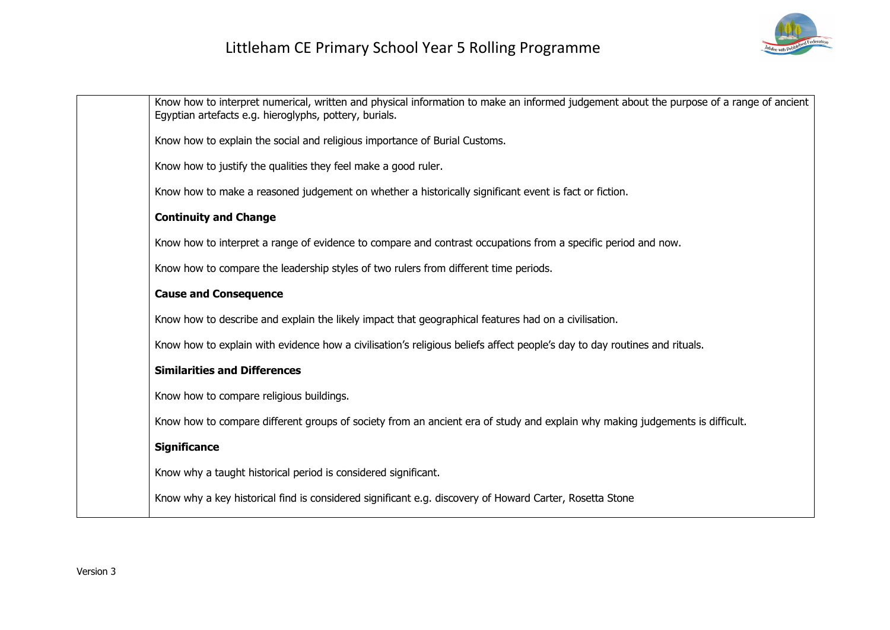| | |
|---|---|
| | Know how to interpret numerical, written and physical information to make an informed judgement about the purpose of a range of ancient Egyptian artefacts e.g. hieroglyphs, pottery, burials.<br><br>Know how to explain the social and religious importance of Burial Customs.<br><br>Know how to justify the qualities they feel make a good ruler.<br><br>Know how to make a reasoned judgement on whether a historically significant event is fact or fiction.<br><br>**Continuity and Change**<br><br>Know how to interpret a range of evidence to compare and contrast occupations from a specific period and now.<br><br>Know how to compare the leadership styles of two rulers from different time periods.<br><br>**Cause and Consequence**<br><br>Know how to describe and explain the likely impact that geographical features had on a civilisation.<br><br>Know how to explain with evidence how a civilisation's religious beliefs affect people's day to day routines and rituals.<br><br>**Similarities and Differences**<br><br>Know how to compare religious buildings.<br><br>Know how to compare different groups of society from an ancient era of study and explain why making judgements is difficult.<br><br>**Significance**<br><br>Know why a taught historical period is considered significant.<br><br>Know why a key historical find is considered significant e.g. discovery of Howard Carter, Rosetta Stone |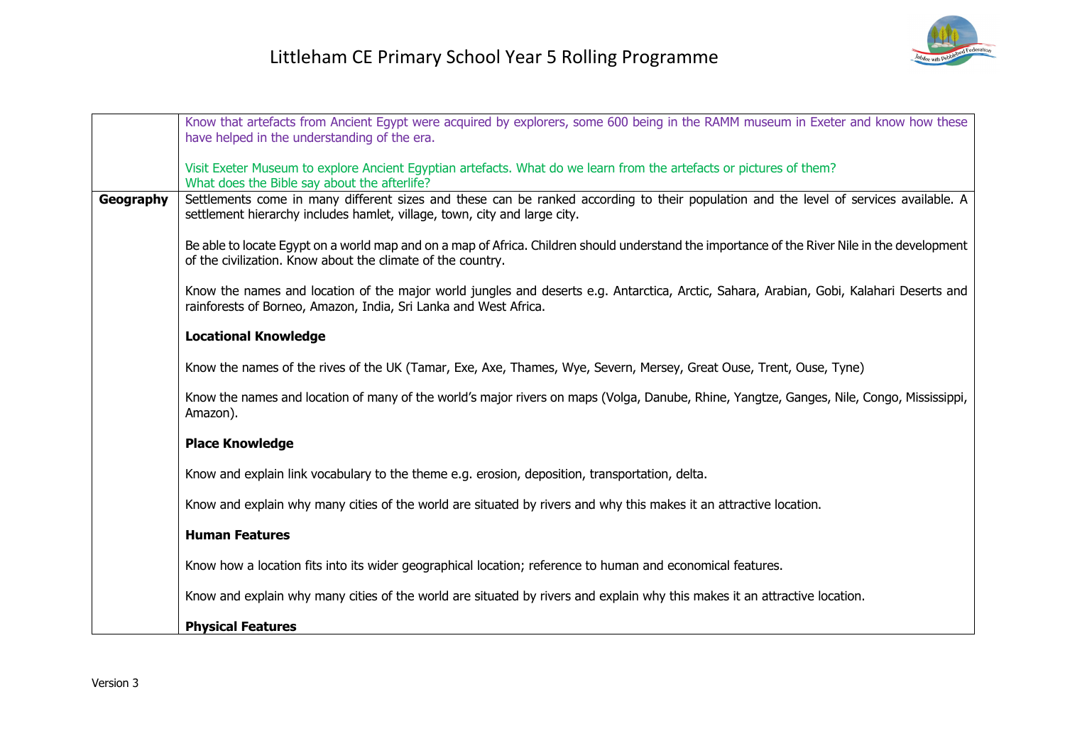| | |
|---|---|
| | Know that artefacts from Ancient Egypt were acquired by explorers, some 600 being in the RAMM museum in Exeter and know how these have helped in the understanding of the era.<br><br>Visit Exeter Museum to explore Ancient Egyptian artefacts. What do we learn from the artefacts or pictures of them?<br>What does the Bible say about the afterlife? |
| **Geography** | Settlements come in many different sizes and these can be ranked according to their population and the level of services available. A settlement hierarchy includes hamlet, village, town, city and large city.<br><br>Be able to locate Egypt on a world map and on a map of Africa. Children should understand the importance of the River Nile in the development of the civilization. Know about the climate of the country.<br><br>Know the names and location of the major world jungles and deserts e.g. Antarctica, Arctic, Sahara, Arabian, Gobi, Kalahari Deserts and rainforests of Borneo, Amazon, India, Sri Lanka and West Africa.<br><br>**Locational Knowledge**<br><br>Know the names of the rives of the UK (Tamar, Exe, Axe, Thames, Wye, Severn, Mersey, Great Ouse, Trent, Ouse, Tyne)<br><br>Know the names and location of many of the world's major rivers on maps (Volga, Danube, Rhine, Yangtze, Ganges, Nile, Congo, Mississippi, Amazon).<br><br>**Place Knowledge**<br><br>Know and explain link vocabulary to the theme e.g. erosion, deposition, transportation, delta.<br><br>Know and explain why many cities of the world are situated by rivers and why this makes it an attractive location.<br><br>**Human Features**<br><br>Know how a location fits into its wider geographical location; reference to human and economical features.<br><br>Know and explain why many cities of the world are situated by rivers and explain why this makes it an attractive location.<br><br>**Physical Features** |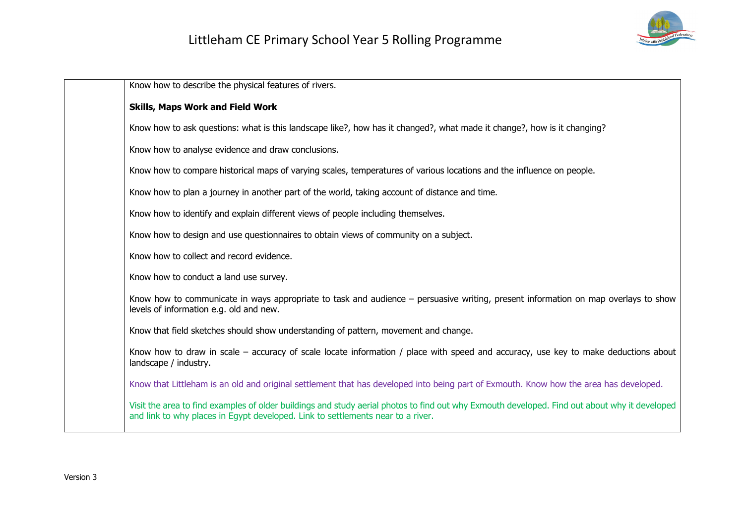| | |
|---|---|
| | Know how to describe the physical features of rivers.<br><br>**Skills, Maps Work and Field Work**<br><br>Know how to ask questions: what is this landscape like?, how has it changed?, what made it change?, how is it changing?<br><br>Know how to analyse evidence and draw conclusions.<br><br>Know how to compare historical maps of varying scales, temperatures of various locations and the influence on people.<br><br>Know how to plan a journey in another part of the world, taking account of distance and time.<br><br>Know how to identify and explain different views of people including themselves.<br><br>Know how to design and use questionnaires to obtain views of community on a subject.<br><br>Know how to collect and record evidence.<br><br>Know how to conduct a land use survey.<br><br>Know how to communicate in ways appropriate to task and audience – persuasive writing, present information on map overlays to show levels of information e.g. old and new.<br><br>Know that field sketches should show understanding of pattern, movement and change.<br><br>Know how to draw in scale – accuracy of scale locate information / place with speed and accuracy, use key to make deductions about landscape / industry.<br><br>Know that Littleham is an old and original settlement that has developed into being part of Exmouth. Know how the area has developed.<br><br>Visit the area to find examples of older buildings and study aerial photos to find out why Exmouth developed. Find out about why it developed and link to why places in Egypt developed. Link to settlements near to a river. |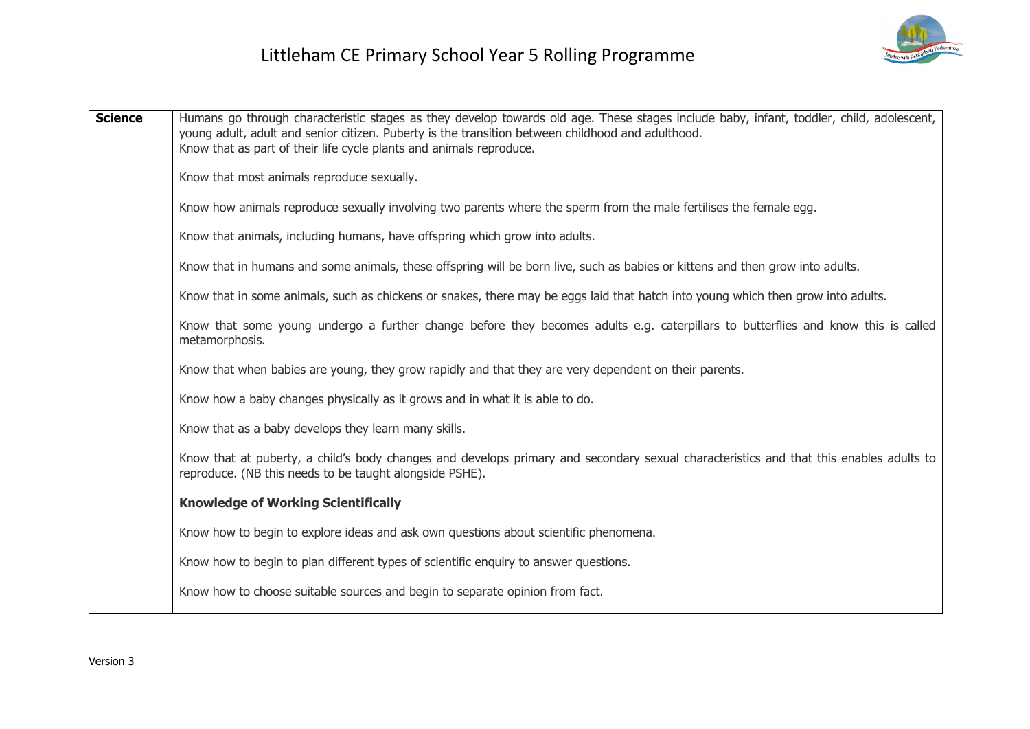| Science | Humans go through characteristic stages as they develop towards old age. These stages include baby, infant, toddler, child, adolescent, young adult, adult and senior citizen. Puberty is the transition between childhood and adulthood.<br>Know that as part of their life cycle plants and animals reproduce.<br><br>Know that most animals reproduce sexually.<br><br>Know how animals reproduce sexually involving two parents where the sperm from the male fertilises the female egg.<br><br>Know that animals, including humans, have offspring which grow into adults.<br><br>Know that in humans and some animals, these offspring will be born live, such as babies or kittens and then grow into adults.<br><br>Know that in some animals, such as chickens or snakes, there may be eggs laid that hatch into young which then grow into adults.<br><br>Know that some young undergo a further change before they becomes adults e.g. caterpillars to butterflies and know this is called metamorphosis.<br><br>Know that when babies are young, they grow rapidly and that they are very dependent on their parents.<br><br>Know how a baby changes physically as it grows and in what it is able to do.<br><br>Know that as a baby develops they learn many skills.<br><br>Know that at puberty, a child's body changes and develops primary and secondary sexual characteristics and that this enables adults to reproduce. (NB this needs to be taught alongside PSHE).<br><br>**Knowledge of Working Scientifically**<br><br>Know how to begin to explore ideas and ask own questions about scientific phenomena.<br><br>Know how to begin to plan different types of scientific enquiry to answer questions.<br><br>Know how to choose suitable sources and begin to separate opinion from fact. |
|---|---|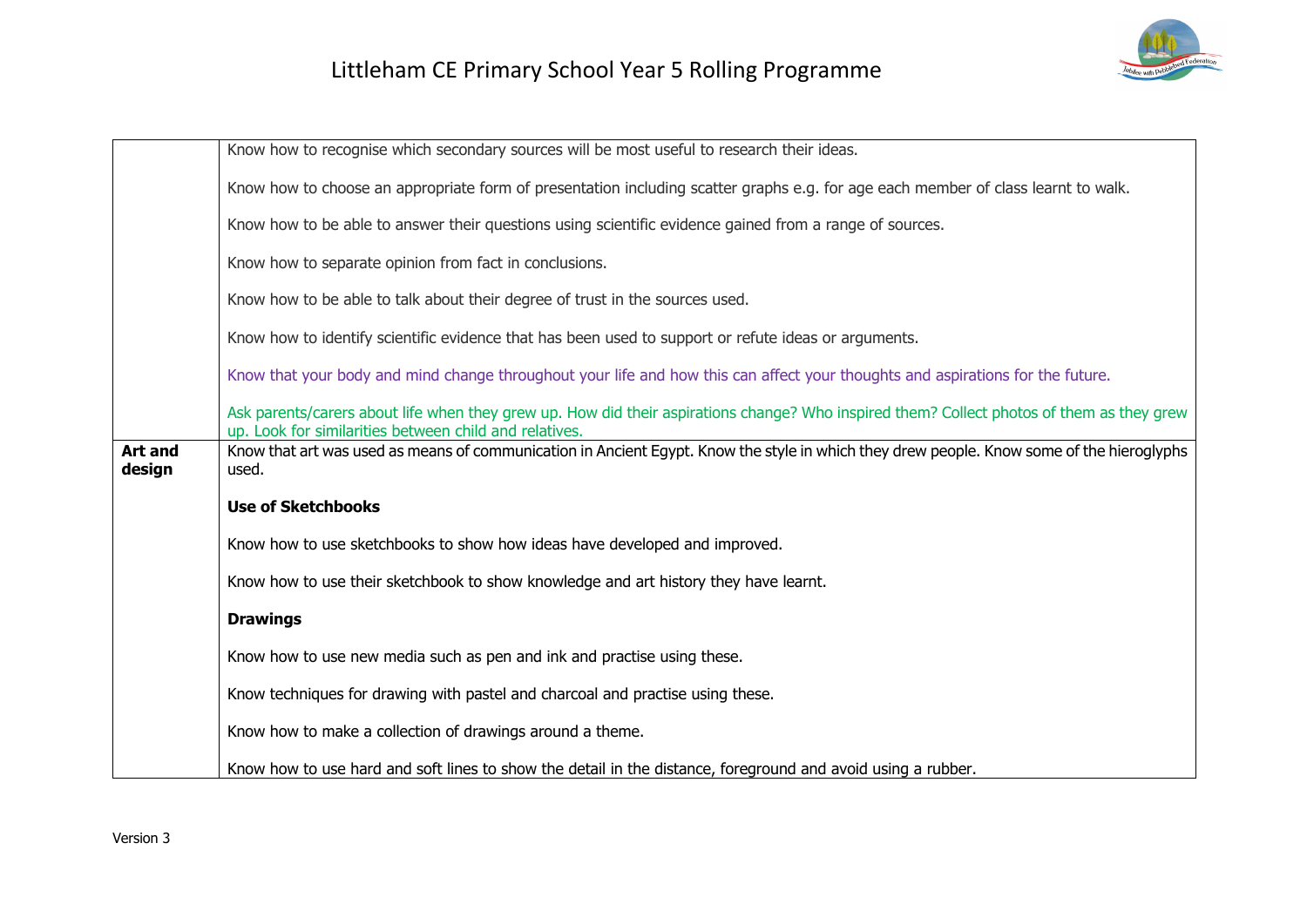| | |
|---|---|
| | Know how to recognise which secondary sources will be most useful to research their ideas.<br><br>Know how to choose an appropriate form of presentation including scatter graphs e.g. for age each member of class learnt to walk.<br><br>Know how to be able to answer their questions using scientific evidence gained from a range of sources.<br><br>Know how to separate opinion from fact in conclusions.<br><br>Know how to be able to talk about their degree of trust in the sources used.<br><br>Know how to identify scientific evidence that has been used to support or refute ideas or arguments.<br><br>Know that your body and mind change throughout your life and how this can affect your thoughts and aspirations for the future.<br><br>Ask parents/carers about life when they grew up. How did their aspirations change? Who inspired them? Collect photos of them as they grew up. Look for similarities between child and relatives. |
| **Art and design** | Know that art was used as means of communication in Ancient Egypt. Know the style in which they drew people. Know some of the hieroglyphs used.<br><br>**Use of Sketchbooks**<br><br>Know how to use sketchbooks to show how ideas have developed and improved.<br><br>Know how to use their sketchbook to show knowledge and art history they have learnt.<br><br>**Drawings**<br><br>Know how to use new media such as pen and ink and practise using these.<br><br>Know techniques for drawing with pastel and charcoal and practise using these.<br><br>Know how to make a collection of drawings around a theme.<br><br>Know how to use hard and soft lines to show the detail in the distance, foreground and avoid using a rubber. |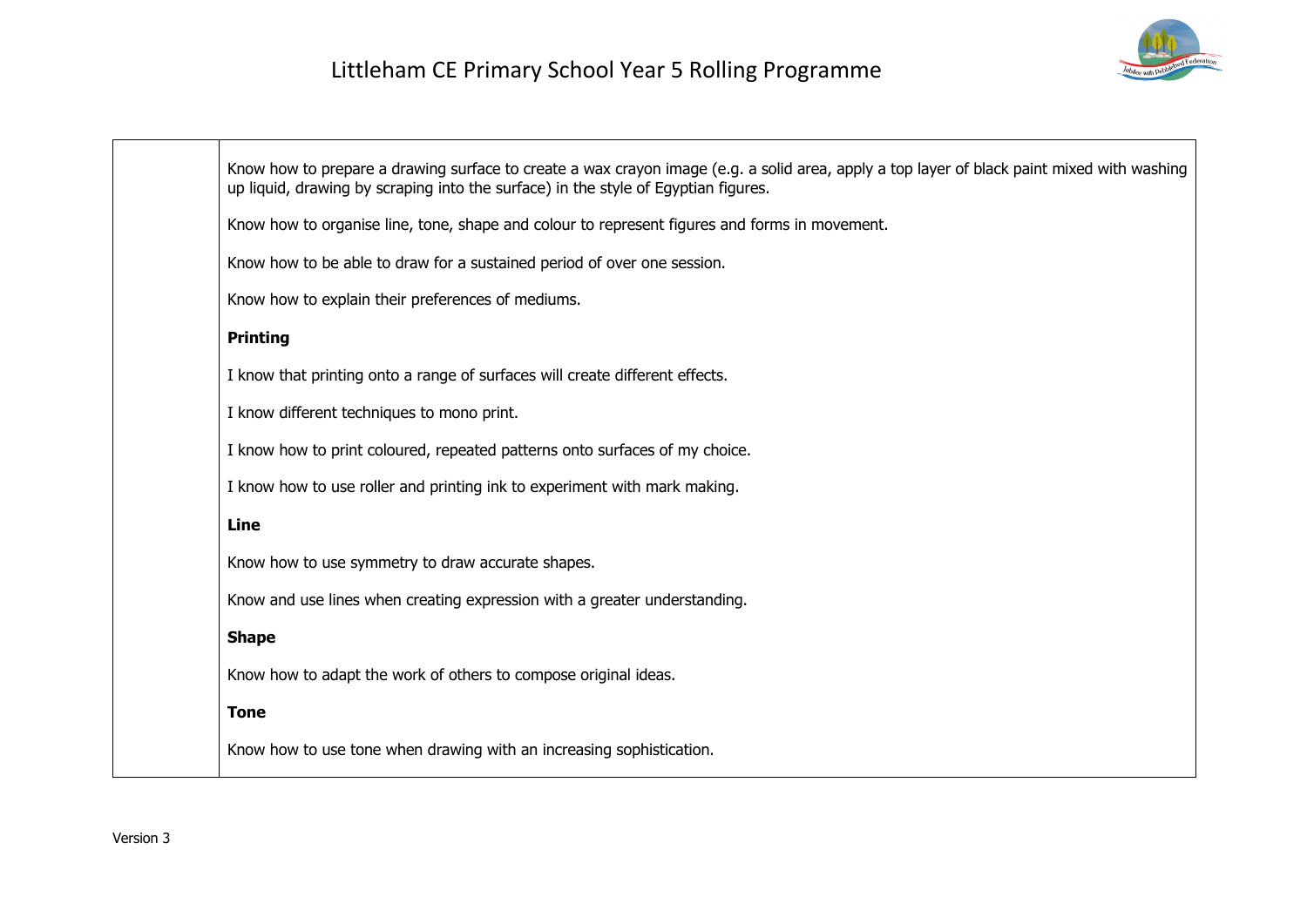| | |
|---|---|
| | Know how to prepare a drawing surface to create a wax crayon image (e.g. a solid area, apply a top layer of black paint mixed with washing up liquid, drawing by scraping into the surface) in the style of Egyptian figures.<br><br>Know how to organise line, tone, shape and colour to represent figures and forms in movement.<br><br>Know how to be able to draw for a sustained period of over one session.<br><br>Know how to explain their preferences of mediums.<br><br>**Printing**<br><br>I know that printing onto a range of surfaces will create different effects.<br><br>I know different techniques to mono print.<br><br>I know how to print coloured, repeated patterns onto surfaces of my choice.<br><br>I know how to use roller and printing ink to experiment with mark making.<br><br>**Line**<br><br>Know how to use symmetry to draw accurate shapes.<br><br>Know and use lines when creating expression with a greater understanding.<br><br>**Shape**<br><br>Know how to adapt the work of others to compose original ideas.<br><br>**Tone**<br><br>Know how to use tone when drawing with an increasing sophistication. |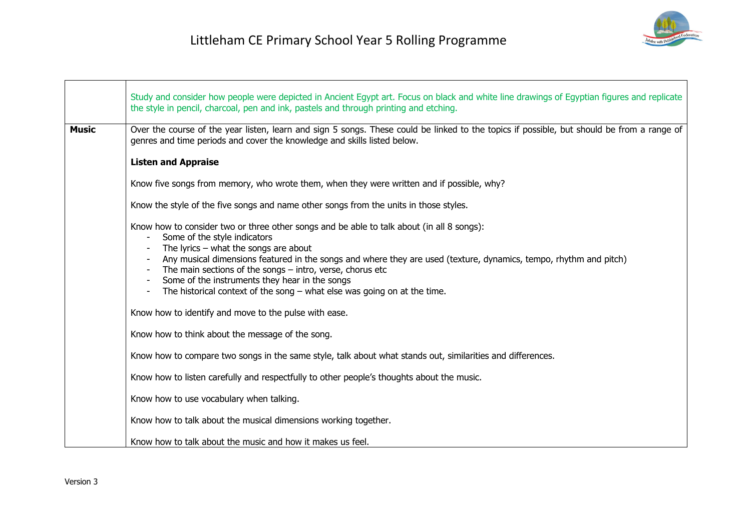| | |
|---|---|
| | Study and consider how people were depicted in Ancient Egypt art. Focus on black and white line drawings of Egyptian figures and replicate the style in pencil, charcoal, pen and ink, pastels and through printing and etching. |
| **Music** | Over the course of the year listen, learn and sign 5 songs. These could be linked to the topics if possible, but should be from a range of genres and time periods and cover the knowledge and skills listed below.<br><br>**Listen and Appraise**<br><br>Know five songs from memory, who wrote them, when they were written and if possible, why?<br><br>Know the style of the five songs and name other songs from the units in those styles.<br><br>Know how to consider two or three other songs and be able to talk about (in all 8 songs):<br>- Some of the style indicators<br>- The lyrics – what the songs are about<br>- Any musical dimensions featured in the songs and where they are used (texture, dynamics, tempo, rhythm and pitch)<br>- The main sections of the songs – intro, verse, chorus etc<br>- Some of the instruments they hear in the songs<br>- The historical context of the song – what else was going on at the time.<br><br>Know how to identify and move to the pulse with ease.<br><br>Know how to think about the message of the song.<br><br>Know how to compare two songs in the same style, talk about what stands out, similarities and differences.<br><br>Know how to listen carefully and respectfully to other people's thoughts about the music.<br><br>Know how to use vocabulary when talking.<br><br>Know how to talk about the musical dimensions working together.<br><br>Know how to talk about the music and how it makes us feel. |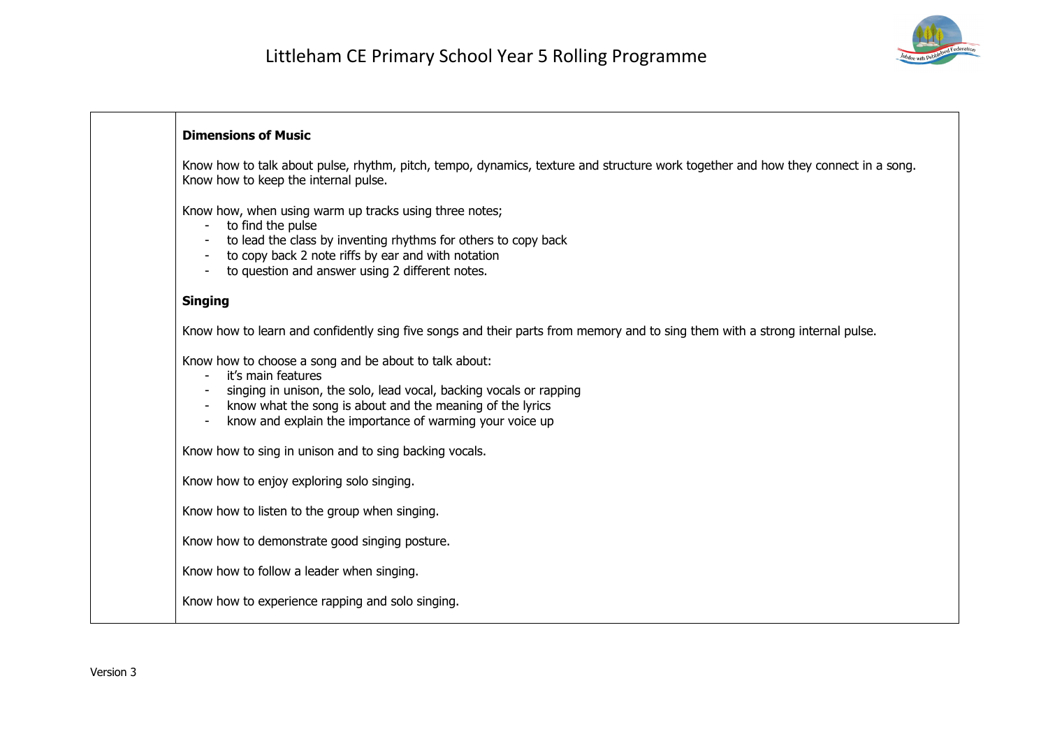| | **Dimensions of Music**<br><br>Know how to talk about pulse, rhythm, pitch, tempo, dynamics, texture and structure work together and how they connect in a song.<br>Know how to keep the internal pulse.<br><br>Know how, when using warm up tracks using three notes;<br>- to find the pulse<br>- to lead the class by inventing rhythms for others to copy back<br>- to copy back 2 note riffs by ear and with notation<br>- to question and answer using 2 different notes.<br><br>**Singing**<br><br>Know how to learn and confidently sing five songs and their parts from memory and to sing them with a strong internal pulse.<br><br>Know how to choose a song and be about to talk about:<br>- it's main features<br>- singing in unison, the solo, lead vocal, backing vocals or rapping<br>- know what the song is about and the meaning of the lyrics<br>- know and explain the importance of warming your voice up<br><br>Know how to sing in unison and to sing backing vocals.<br><br>Know how to enjoy exploring solo singing.<br><br>Know how to listen to the group when singing.<br><br>Know how to demonstrate good singing posture.<br><br>Know how to follow a leader when singing.<br><br>Know how to experience rapping and solo singing. |
|---|---|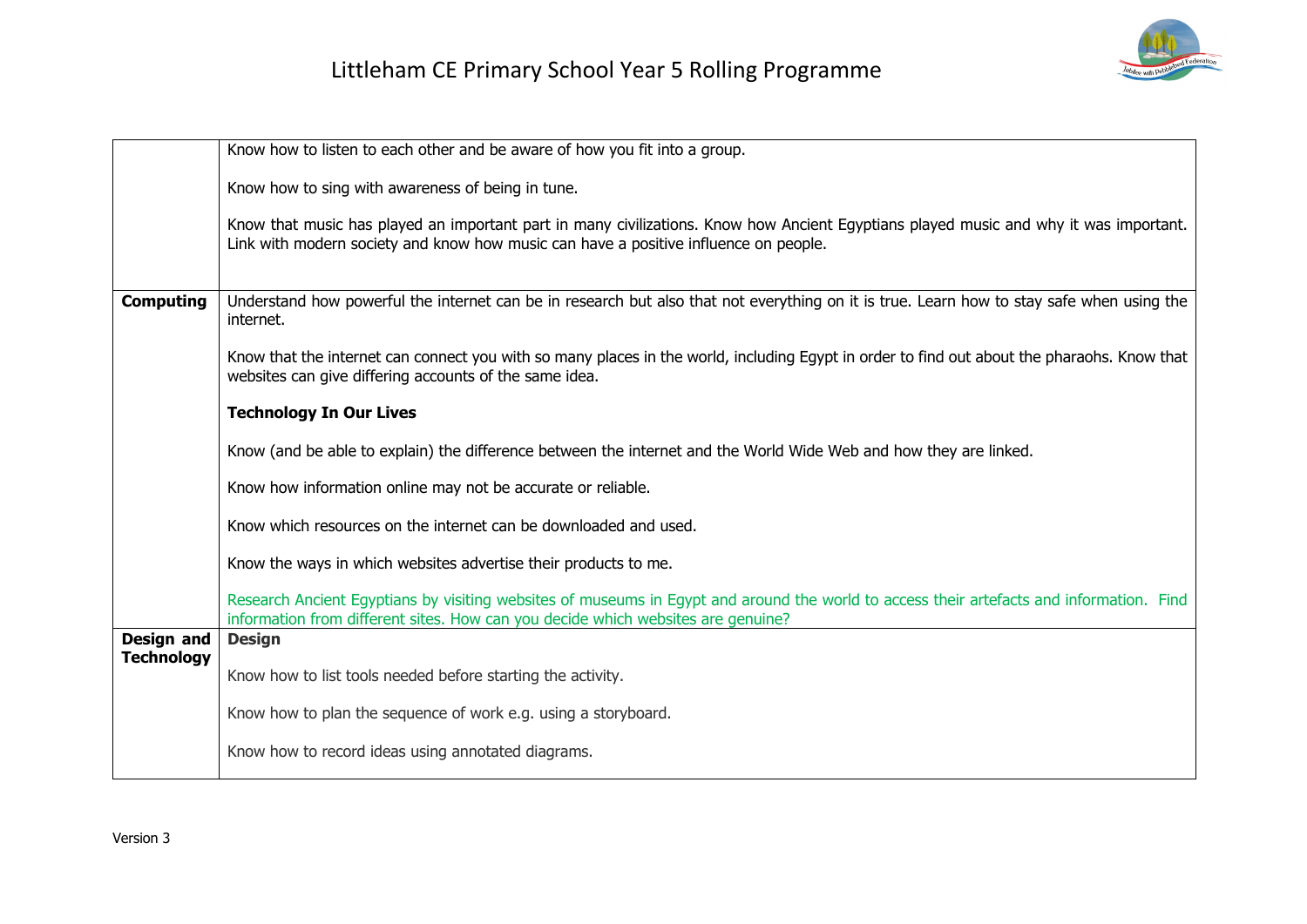| | |
|---|---|
| | Know how to listen to each other and be aware of how you fit into a group.<br><br>Know how to sing with awareness of being in tune.<br><br>Know that music has played an important part in many civilizations. Know how Ancient Egyptians played music and why it was important. Link with modern society and know how music can have a positive influence on people. |
| **Computing** | Understand how powerful the internet can be in research but also that not everything on it is true. Learn how to stay safe when using the internet.<br><br>Know that the internet can connect you with so many places in the world, including Egypt in order to find out about the pharaohs. Know that websites can give differing accounts of the same idea.<br><br>**Technology In Our Lives**<br><br>Know (and be able to explain) the difference between the internet and the World Wide Web and how they are linked.<br><br>Know how information online may not be accurate or reliable.<br><br>Know which resources on the internet can be downloaded and used.<br><br>Know the ways in which websites advertise their products to me.<br><br>Research Ancient Egyptians by visiting websites of museums in Egypt and around the world to access their artefacts and information. Find information from different sites. How can you decide which websites are genuine? |
| **Design and Technology** | **Design**<br><br>Know how to list tools needed before starting the activity.<br><br>Know how to plan the sequence of work e.g. using a storyboard.<br><br>Know how to record ideas using annotated diagrams. |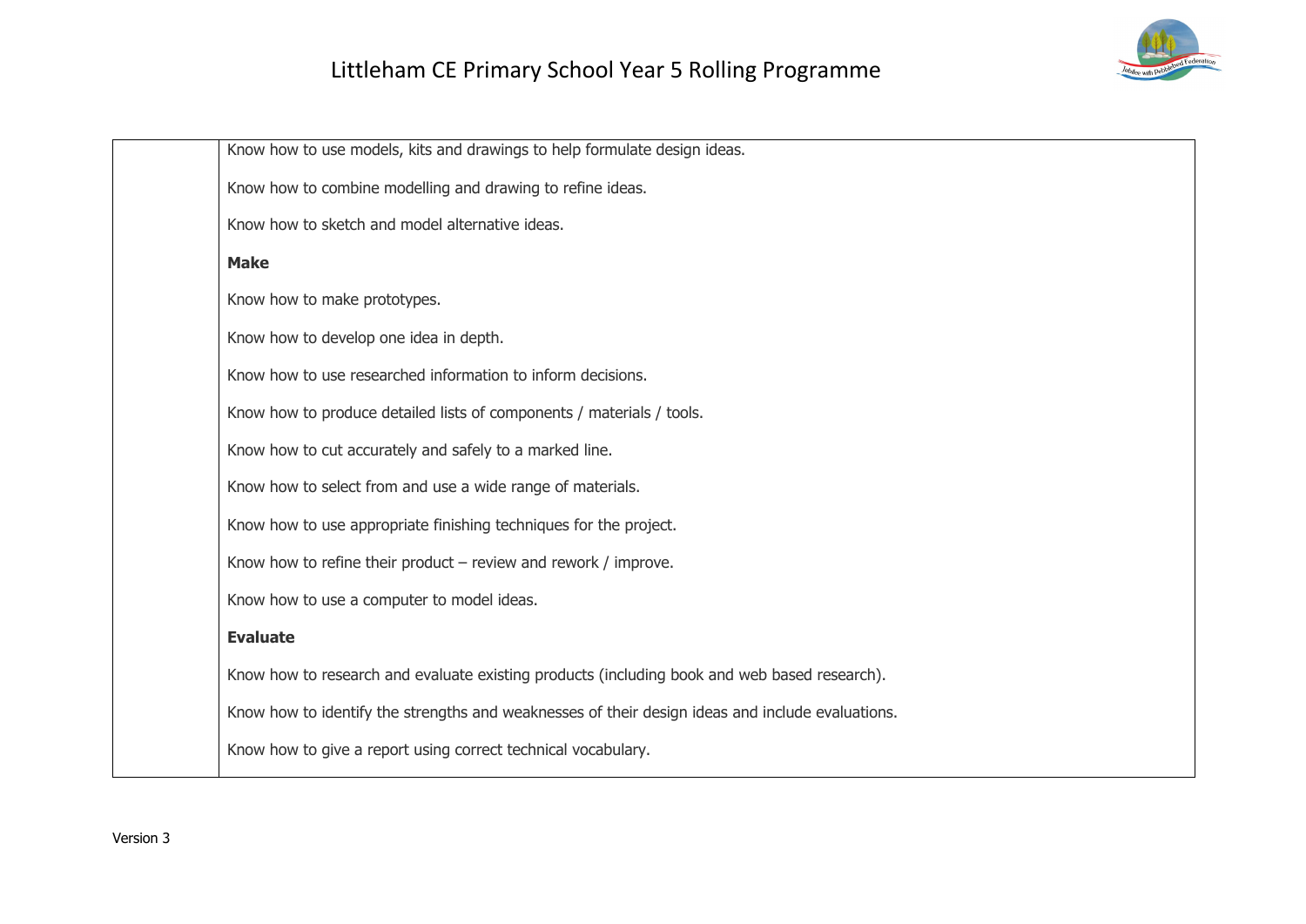| | |
|---|---|
| | Know how to use models, kits and drawings to help formulate design ideas.<br><br>Know how to combine modelling and drawing to refine ideas.<br><br>Know how to sketch and model alternative ideas.<br><br>**Make**<br><br>Know how to make prototypes.<br><br>Know how to develop one idea in depth.<br><br>Know how to use researched information to inform decisions.<br><br>Know how to produce detailed lists of components / materials / tools.<br><br>Know how to cut accurately and safely to a marked line.<br><br>Know how to select from and use a wide range of materials.<br><br>Know how to use appropriate finishing techniques for the project.<br><br>Know how to refine their product – review and rework / improve.<br><br>Know how to use a computer to model ideas.<br><br>**Evaluate**<br><br>Know how to research and evaluate existing products (including book and web based research).<br><br>Know how to identify the strengths and weaknesses of their design ideas and include evaluations.<br><br>Know how to give a report using correct technical vocabulary. |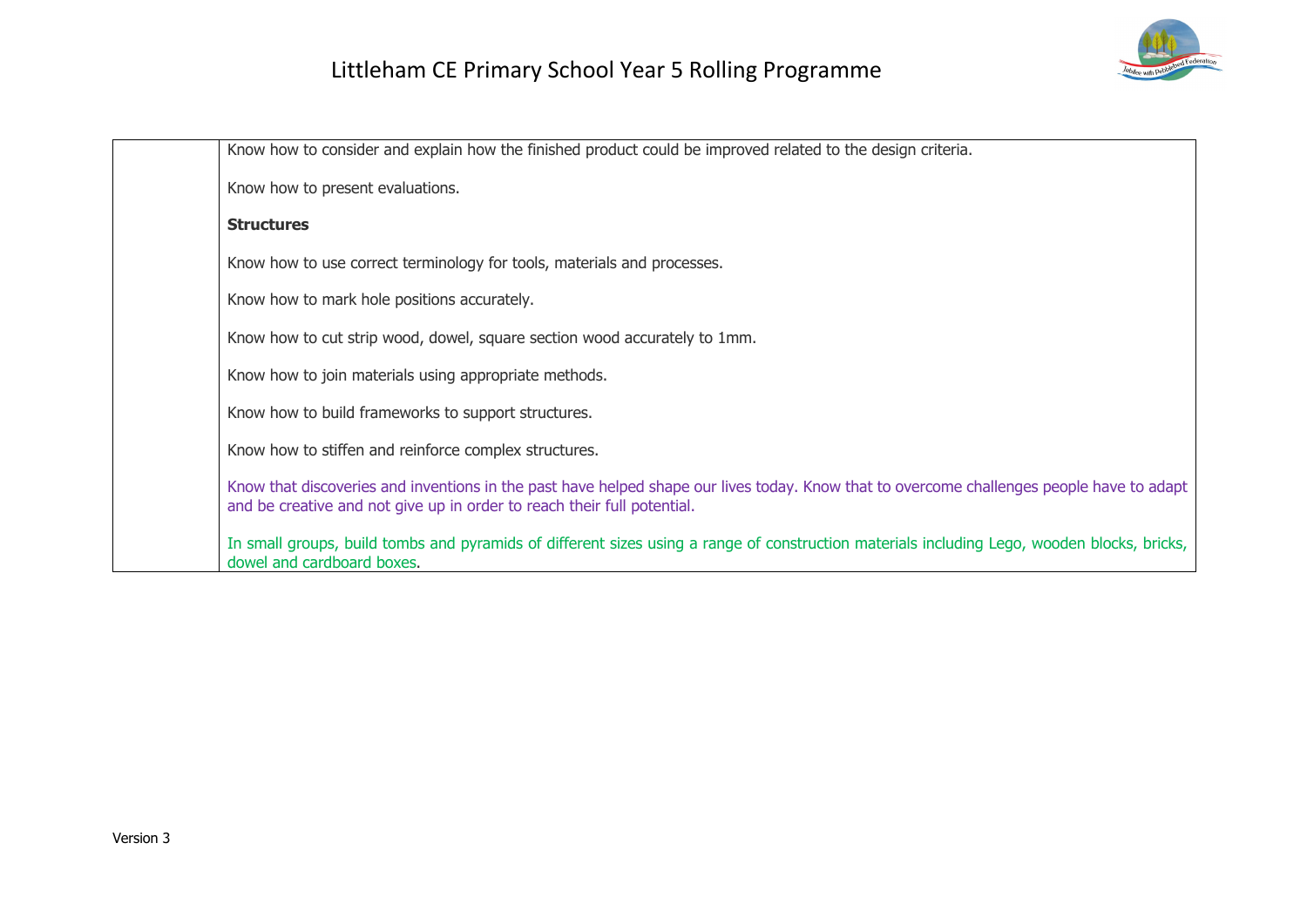| | |
|---|---|
| | Know how to consider and explain how the finished product could be improved related to the design criteria.<br><br>Know how to present evaluations.<br><br>**Structures**<br><br>Know how to use correct terminology for tools, materials and processes.<br><br>Know how to mark hole positions accurately.<br><br>Know how to cut strip wood, dowel, square section wood accurately to 1mm.<br><br>Know how to join materials using appropriate methods.<br><br>Know how to build frameworks to support structures.<br><br>Know how to stiffen and reinforce complex structures.<br><br>Know that discoveries and inventions in the past have helped shape our lives today. Know that to overcome challenges people have to adapt and be creative and not give up in order to reach their full potential.<br><br>In small groups, build tombs and pyramids of different sizes using a range of construction materials including Lego, wooden blocks, bricks, dowel and cardboard boxes. |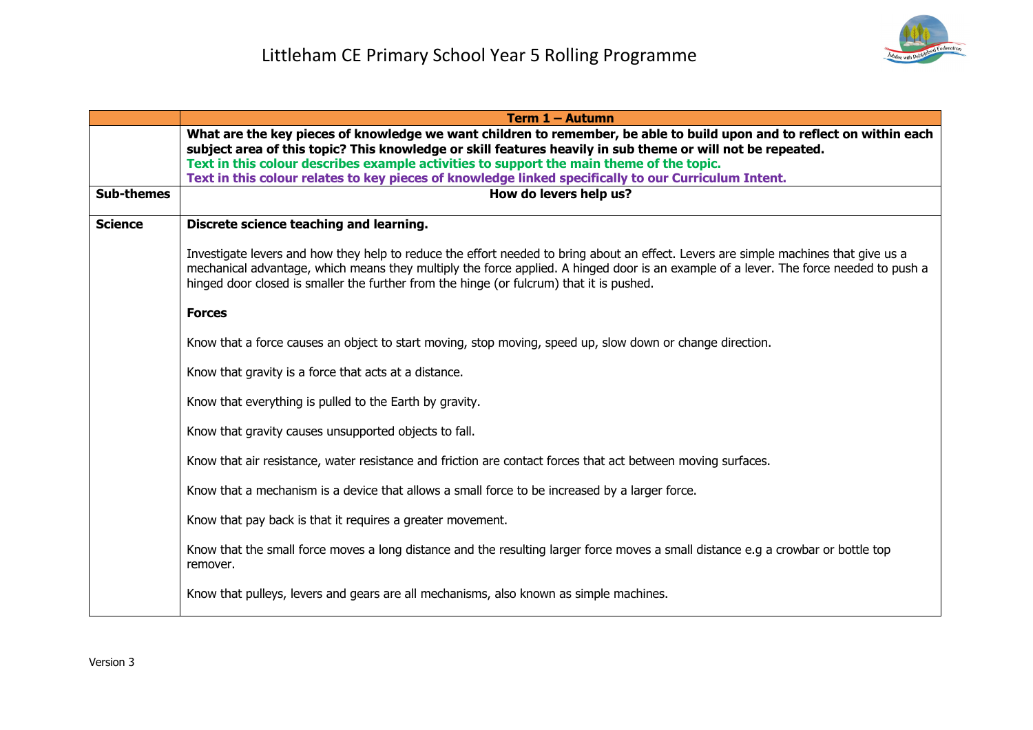# Littleham CE Primary School Year 5 Rolling Programme

| | Term 1 – Autumn |
|---|---|
| | **What are the key pieces of knowledge we want children to remember, be able to build upon and to reflect on within each subject area of this topic? This knowledge or skill features heavily in sub theme or will not be repeated.**<br>**Text in this colour describes example activities to support the main theme of the topic.**<br>**Text in this colour relates to key pieces of knowledge linked specifically to our Curriculum Intent.** |
| **Sub-themes** | **How do levers help us?** |
| **Science** | **Discrete science teaching and learning.**<br><br>Investigate levers and how they help to reduce the effort needed to bring about an effect. Levers are simple machines that give us a mechanical advantage, which means they multiply the force applied. A hinged door is an example of a lever. The force needed to push a hinged door closed is smaller the further from the hinge (or fulcrum) that it is pushed.<br><br>**Forces**<br><br>Know that a force causes an object to start moving, stop moving, speed up, slow down or change direction.<br><br>Know that gravity is a force that acts at a distance.<br><br>Know that everything is pulled to the Earth by gravity.<br><br>Know that gravity causes unsupported objects to fall.<br><br>Know that air resistance, water resistance and friction are contact forces that act between moving surfaces.<br><br>Know that a mechanism is a device that allows a small force to be increased by a larger force.<br><br>Know that pay back is that it requires a greater movement.<br><br>Know that the small force moves a long distance and the resulting larger force moves a small distance e.g a crowbar or bottle top remover.<br><br>Know that pulleys, levers and gears are all mechanisms, also known as simple machines. |

Version 3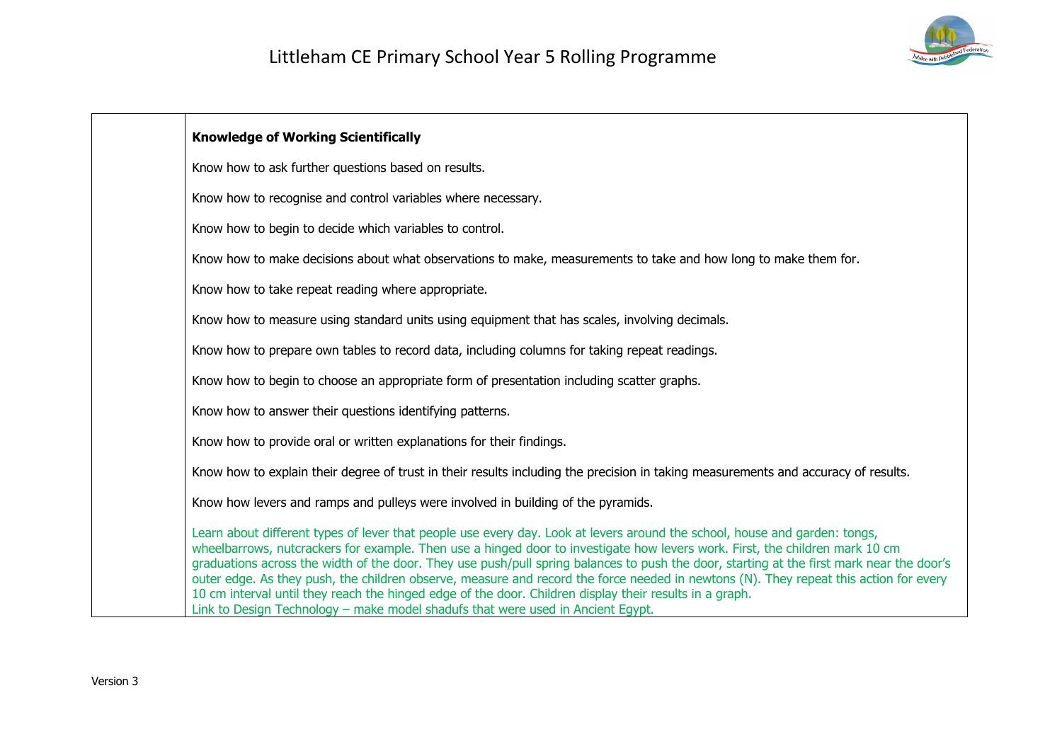| | **Knowledge of Working Scientifically**<br><br>Know how to ask further questions based on results.<br><br>Know how to recognise and control variables where necessary.<br><br>Know how to begin to decide which variables to control.<br><br>Know how to make decisions about what observations to make, measurements to take and how long to make them for.<br><br>Know how to take repeat reading where appropriate.<br><br>Know how to measure using standard units using equipment that has scales, involving decimals.<br><br>Know how to prepare own tables to record data, including columns for taking repeat readings.<br><br>Know how to begin to choose an appropriate form of presentation including scatter graphs.<br><br>Know how to answer their questions identifying patterns.<br><br>Know how to provide oral or written explanations for their findings.<br><br>Know how to explain their degree of trust in their results including the precision in taking measurements and accuracy of results.<br><br>Know how levers and ramps and pulleys were involved in building of the pyramids.<br><br>Learn about different types of lever that people use every day. Look at levers around the school, house and garden: tongs, wheelbarrows, nutcrackers for example. Then use a hinged door to investigate how levers work. First, the children mark 10 cm graduations across the width of the door. They use push/pull spring balances to push the door, starting at the first mark near the door's outer edge. As they push, the children observe, measure and record the force needed in newtons (N). They repeat this action for every 10 cm interval until they reach the hinged edge of the door. Children display their results in a graph.<br>Link to Design Technology – make model shadufs that were used in Ancient Egypt. |
|---|---|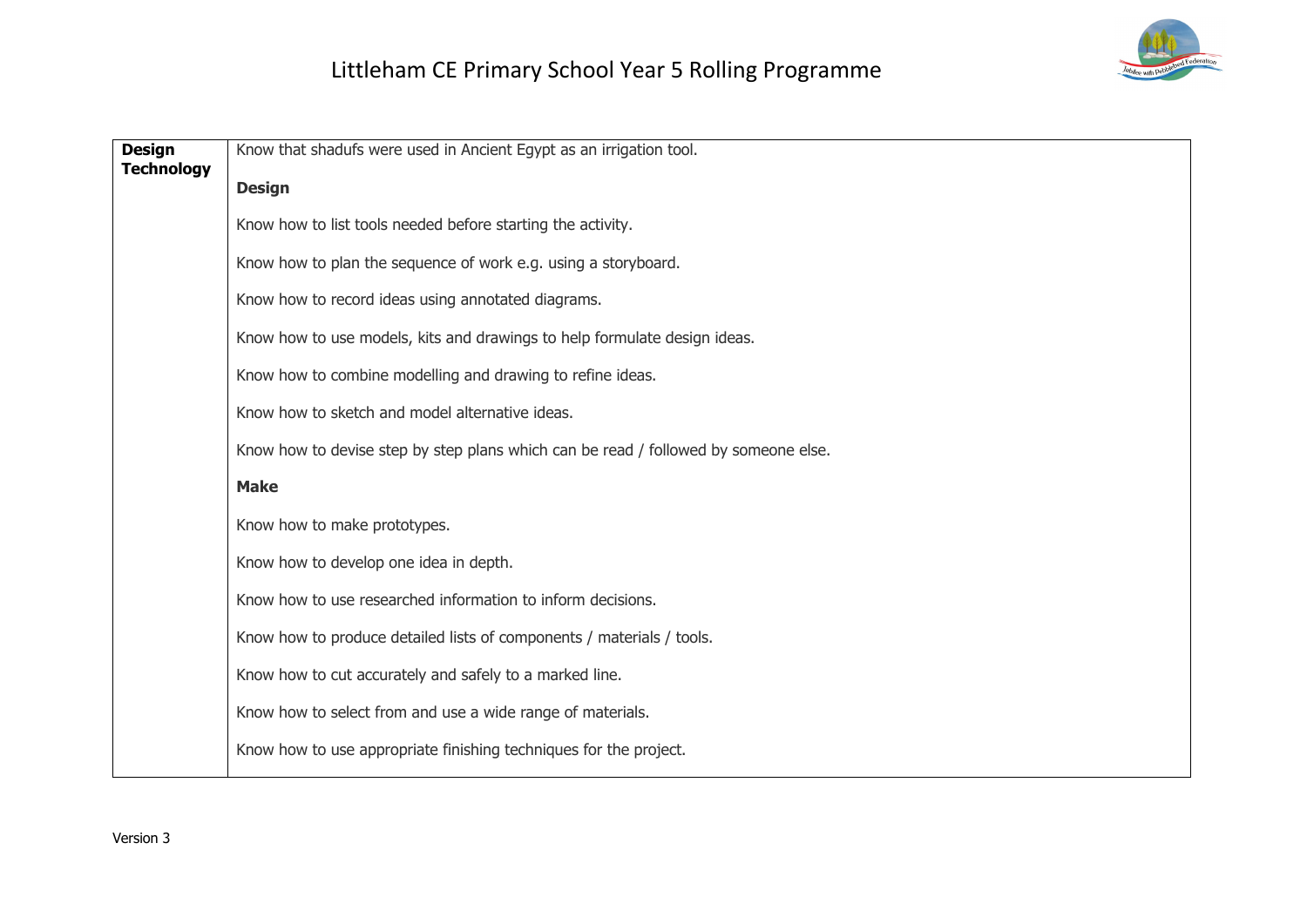| Design Technology | Know that shadufs were used in Ancient Egypt as an irrigation tool.<br><br>**Design**<br><br>Know how to list tools needed before starting the activity.<br><br>Know how to plan the sequence of work e.g. using a storyboard.<br><br>Know how to record ideas using annotated diagrams.<br><br>Know how to use models, kits and drawings to help formulate design ideas.<br><br>Know how to combine modelling and drawing to refine ideas.<br><br>Know how to sketch and model alternative ideas.<br><br>Know how to devise step by step plans which can be read / followed by someone else.<br><br>**Make**<br><br>Know how to make prototypes.<br><br>Know how to develop one idea in depth.<br><br>Know how to use researched information to inform decisions.<br><br>Know how to produce detailed lists of components / materials / tools.<br><br>Know how to cut accurately and safely to a marked line.<br><br>Know how to select from and use a wide range of materials.<br><br>Know how to use appropriate finishing techniques for the project. |
|---|---|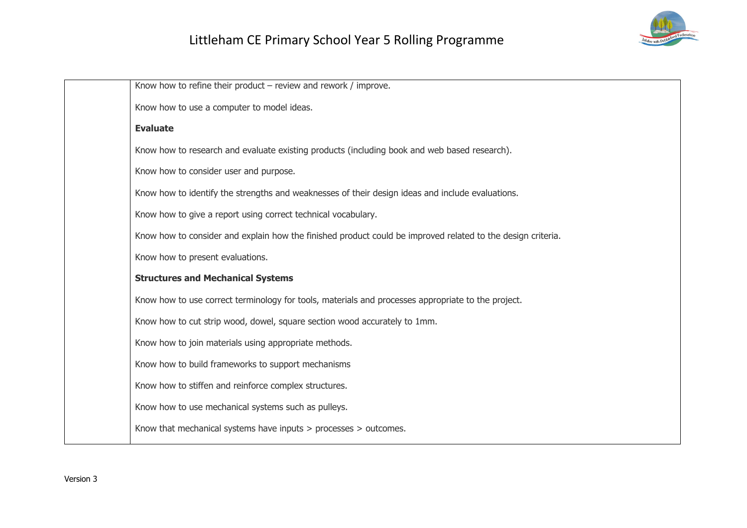| | |
|---|---|
| | Know how to refine their product – review and rework / improve.<br><br>Know how to use a computer to model ideas.<br><br>**Evaluate**<br><br>Know how to research and evaluate existing products (including book and web based research).<br><br>Know how to consider user and purpose.<br><br>Know how to identify the strengths and weaknesses of their design ideas and include evaluations.<br><br>Know how to give a report using correct technical vocabulary.<br><br>Know how to consider and explain how the finished product could be improved related to the design criteria.<br><br>Know how to present evaluations.<br><br>**Structures and Mechanical Systems**<br><br>Know how to use correct terminology for tools, materials and processes appropriate to the project.<br><br>Know how to cut strip wood, dowel, square section wood accurately to 1mm.<br><br>Know how to join materials using appropriate methods.<br><br>Know how to build frameworks to support mechanisms<br><br>Know how to stiffen and reinforce complex structures.<br><br>Know how to use mechanical systems such as pulleys.<br><br>Know that mechanical systems have inputs > processes > outcomes. |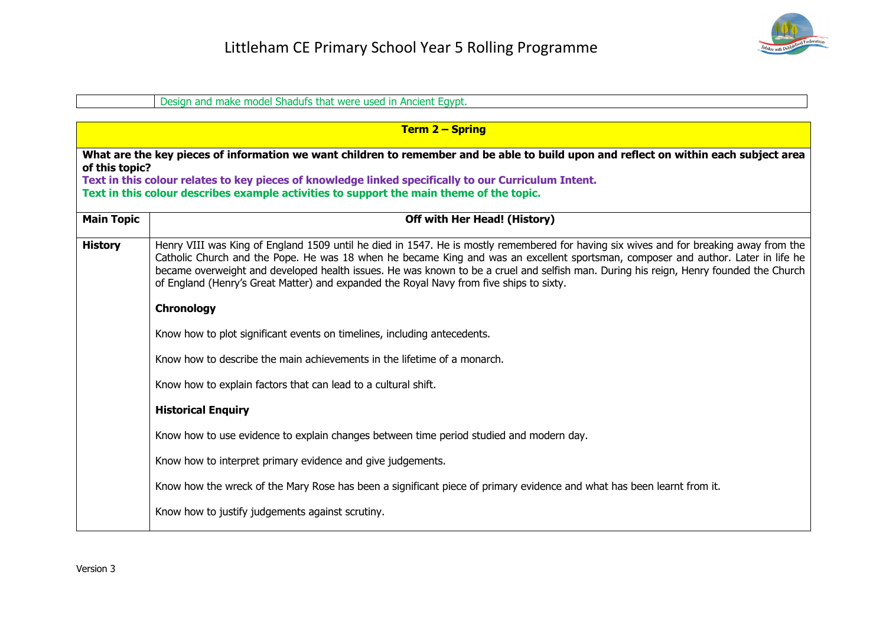| | Design and make model Shadufs that were used in Ancient Egypt. |
|---|---|

**Term 2 – Spring**

**What are the key pieces of information we want children to remember and be able to build upon and reflect on within each subject area of this topic?**

**Text in this colour relates to key pieces of knowledge linked specifically to our Curriculum Intent.**

**Text in this colour describes example activities to support the main theme of the topic.**

| **Main Topic** | **Off with Her Head! (History)** |
|---|---|
| **History** | Henry VIII was King of England 1509 until he died in 1547. He is mostly remembered for having six wives and for breaking away from the Catholic Church and the Pope. He was 18 when he became King and was an excellent sportsman, composer and author. Later in life he became overweight and developed health issues. He was known to be a cruel and selfish man. During his reign, Henry founded the Church of England (Henry's Great Matter) and expanded the Royal Navy from five ships to sixty.<br><br>**Chronology**<br><br>Know how to plot significant events on timelines, including antecedents.<br><br>Know how to describe the main achievements in the lifetime of a monarch.<br><br>Know how to explain factors that can lead to a cultural shift.<br><br>**Historical Enquiry**<br><br>Know how to use evidence to explain changes between time period studied and modern day.<br><br>Know how to interpret primary evidence and give judgements.<br><br>Know how the wreck of the Mary Rose has been a significant piece of primary evidence and what has been learnt from it.<br><br>Know how to justify judgements against scrutiny. |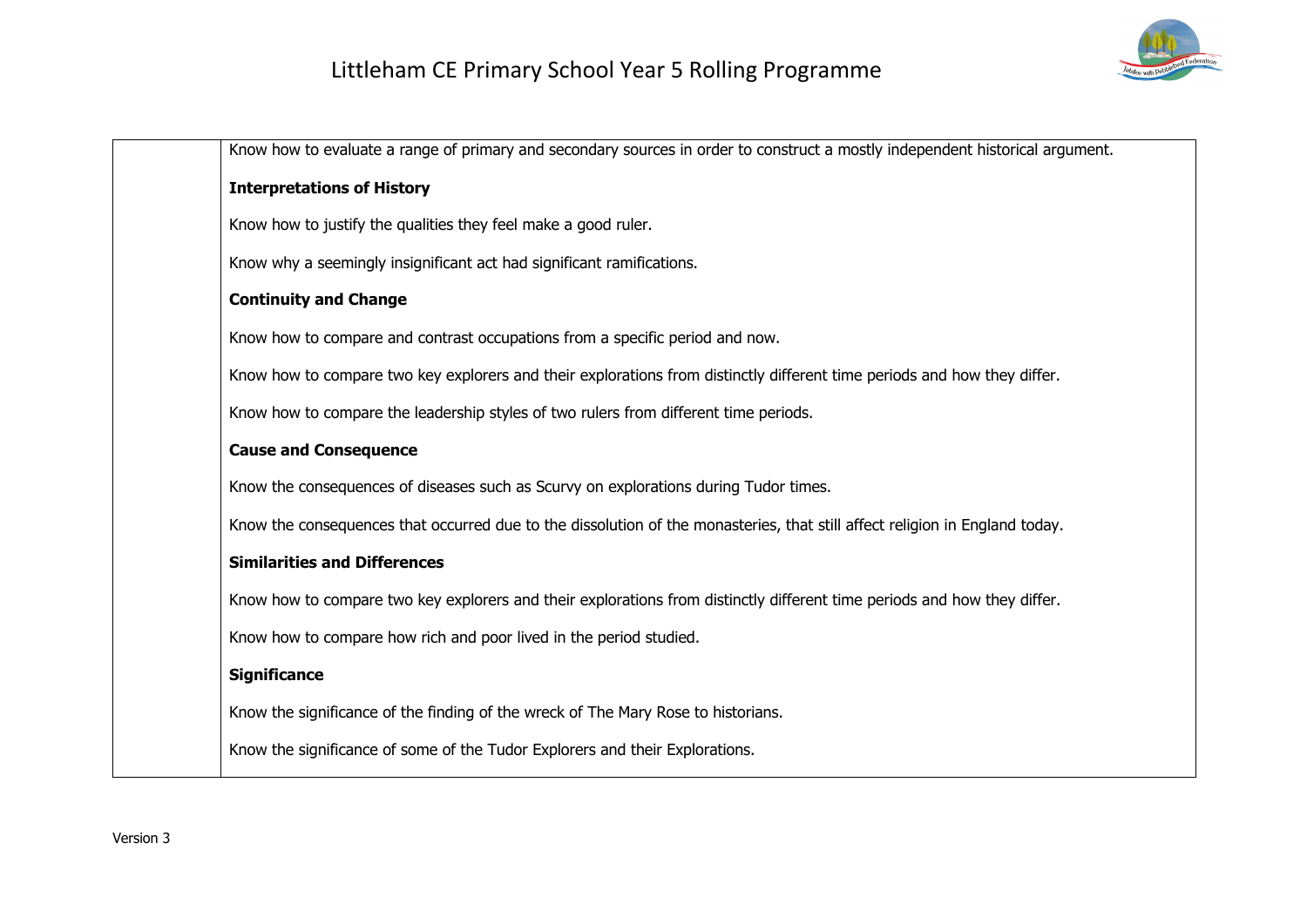| | |
|---|---|
| | Know how to evaluate a range of primary and secondary sources in order to construct a mostly independent historical argument.<br><br>**Interpretations of History**<br><br>Know how to justify the qualities they feel make a good ruler.<br><br>Know why a seemingly insignificant act had significant ramifications.<br><br>**Continuity and Change**<br><br>Know how to compare and contrast occupations from a specific period and now.<br><br>Know how to compare two key explorers and their explorations from distinctly different time periods and how they differ.<br><br>Know how to compare the leadership styles of two rulers from different time periods.<br><br>**Cause and Consequence**<br><br>Know the consequences of diseases such as Scurvy on explorations during Tudor times.<br><br>Know the consequences that occurred due to the dissolution of the monasteries, that still affect religion in England today.<br><br>**Similarities and Differences**<br><br>Know how to compare two key explorers and their explorations from distinctly different time periods and how they differ.<br><br>Know how to compare how rich and poor lived in the period studied.<br><br>**Significance**<br><br>Know the significance of the finding of the wreck of The Mary Rose to historians.<br><br>Know the significance of some of the Tudor Explorers and their Explorations. |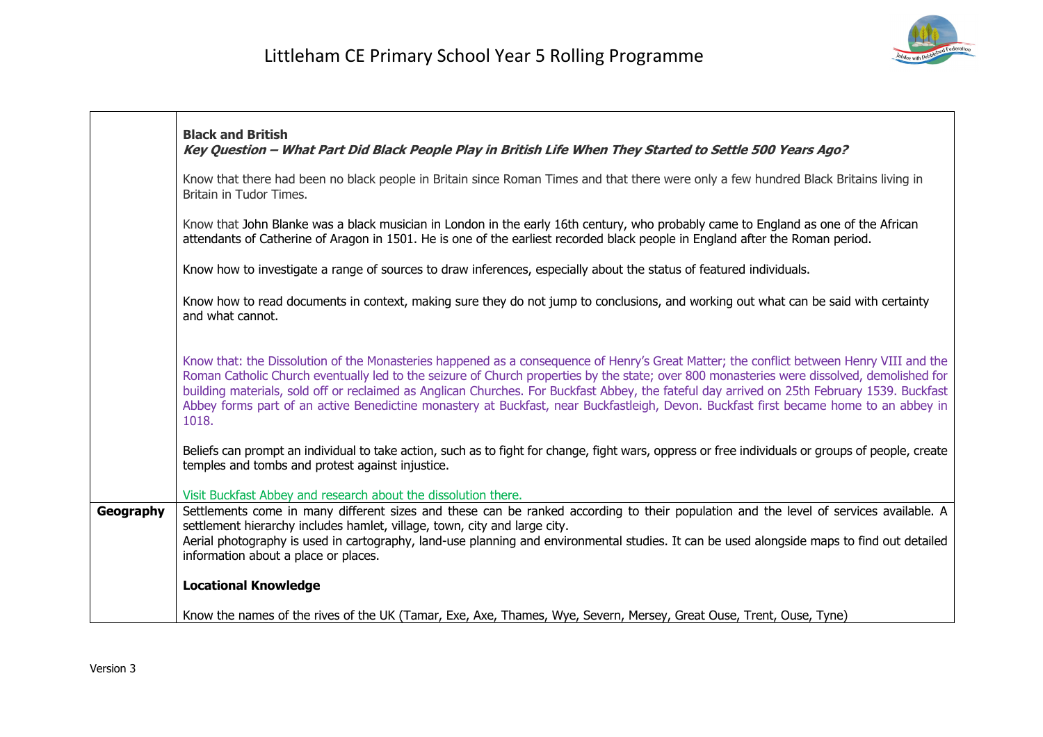| | |
|---|---|
| | **Black and British**<br>***Key Question – What Part Did Black People Play in British Life When They Started to Settle 500 Years Ago?***<br><br>Know that there had been no black people in Britain since Roman Times and that there were only a few hundred Black Britains living in Britain in Tudor Times.<br><br>Know that John Blanke was a black musician in London in the early 16th century, who probably came to England as one of the African attendants of Catherine of Aragon in 1501. He is one of the earliest recorded black people in England after the Roman period.<br><br>Know how to investigate a range of sources to draw inferences, especially about the status of featured individuals.<br><br>Know how to read documents in context, making sure they do not jump to conclusions, and working out what can be said with certainty and what cannot.<br><br>Know that: the Dissolution of the Monasteries happened as a consequence of Henry's Great Matter; the conflict between Henry VIII and the Roman Catholic Church eventually led to the seizure of Church properties by the state; over 800 monasteries were dissolved, demolished for building materials, sold off or reclaimed as Anglican Churches. For Buckfast Abbey, the fateful day arrived on 25th February 1539. Buckfast Abbey forms part of an active Benedictine monastery at Buckfast, near Buckfastleigh, Devon. Buckfast first became home to an abbey in 1018.<br><br>Beliefs can prompt an individual to take action, such as to fight for change, fight wars, oppress or free individuals or groups of people, create temples and tombs and protest against injustice.<br><br>Visit Buckfast Abbey and research about the dissolution there. |
| **Geography** | Settlements come in many different sizes and these can be ranked according to their population and the level of services available. A settlement hierarchy includes hamlet, village, town, city and large city.<br>Aerial photography is used in cartography, land-use planning and environmental studies. It can be used alongside maps to find out detailed information about a place or places.<br><br>**Locational Knowledge**<br><br>Know the names of the rives of the UK (Tamar, Exe, Axe, Thames, Wye, Severn, Mersey, Great Ouse, Trent, Ouse, Tyne) |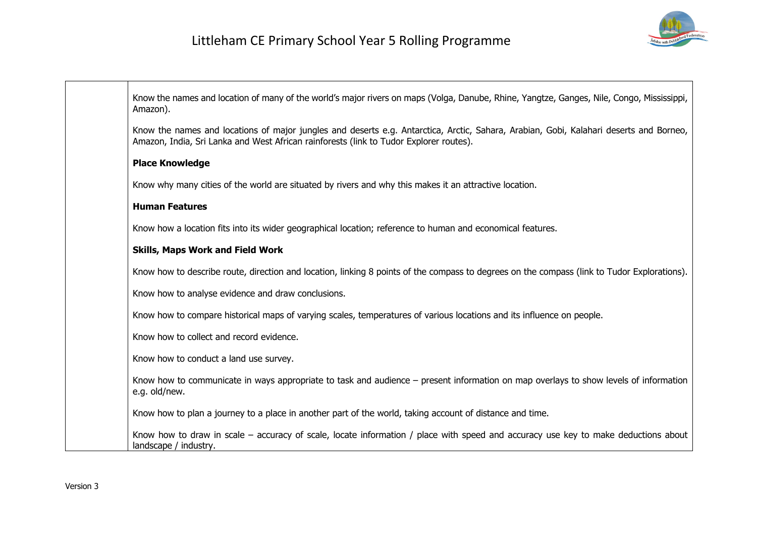| | |
|---|---|
| | Know the names and location of many of the world's major rivers on maps (Volga, Danube, Rhine, Yangtze, Ganges, Nile, Congo, Mississippi, Amazon).<br><br>Know the names and locations of major jungles and deserts e.g. Antarctica, Arctic, Sahara, Arabian, Gobi, Kalahari deserts and Borneo, Amazon, India, Sri Lanka and West African rainforests (link to Tudor Explorer routes).<br><br>**Place Knowledge**<br><br>Know why many cities of the world are situated by rivers and why this makes it an attractive location.<br><br>**Human Features**<br><br>Know how a location fits into its wider geographical location; reference to human and economical features.<br><br>**Skills, Maps Work and Field Work**<br><br>Know how to describe route, direction and location, linking 8 points of the compass to degrees on the compass (link to Tudor Explorations).<br><br>Know how to analyse evidence and draw conclusions.<br><br>Know how to compare historical maps of varying scales, temperatures of various locations and its influence on people.<br><br>Know how to collect and record evidence.<br><br>Know how to conduct a land use survey.<br><br>Know how to communicate in ways appropriate to task and audience – present information on map overlays to show levels of information e.g. old/new.<br><br>Know how to plan a journey to a place in another part of the world, taking account of distance and time.<br><br>Know how to draw in scale – accuracy of scale, locate information / place with speed and accuracy use key to make deductions about landscape / industry. |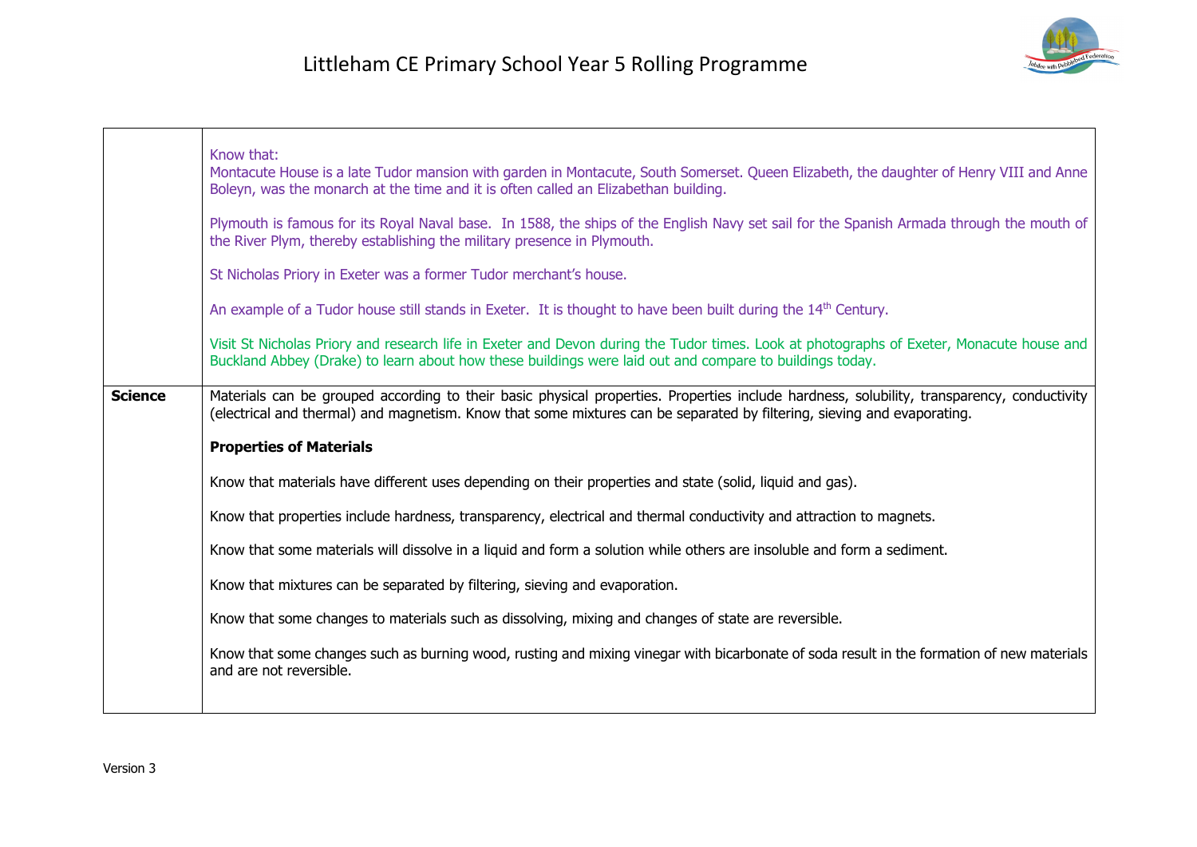| | |
|---|---|
| | Know that:<br>Montacute House is a late Tudor mansion with garden in Montacute, South Somerset. Queen Elizabeth, the daughter of Henry VIII and Anne Boleyn, was the monarch at the time and it is often called an Elizabethan building.<br><br>Plymouth is famous for its Royal Naval base. In 1588, the ships of the English Navy set sail for the Spanish Armada through the mouth of the River Plym, thereby establishing the military presence in Plymouth.<br><br>St Nicholas Priory in Exeter was a former Tudor merchant's house.<br><br>An example of a Tudor house still stands in Exeter. It is thought to have been built during the 14th Century.<br><br>Visit St Nicholas Priory and research life in Exeter and Devon during the Tudor times. Look at photographs of Exeter, Monacute house and Buckland Abbey (Drake) to learn about how these buildings were laid out and compare to buildings today. |
| **Science** | Materials can be grouped according to their basic physical properties. Properties include hardness, solubility, transparency, conductivity (electrical and thermal) and magnetism. Know that some mixtures can be separated by filtering, sieving and evaporating.<br><br>**Properties of Materials**<br><br>Know that materials have different uses depending on their properties and state (solid, liquid and gas).<br><br>Know that properties include hardness, transparency, electrical and thermal conductivity and attraction to magnets.<br><br>Know that some materials will dissolve in a liquid and form a solution while others are insoluble and form a sediment.<br><br>Know that mixtures can be separated by filtering, sieving and evaporation.<br><br>Know that some changes to materials such as dissolving, mixing and changes of state are reversible.<br><br>Know that some changes such as burning wood, rusting and mixing vinegar with bicarbonate of soda result in the formation of new materials and are not reversible. |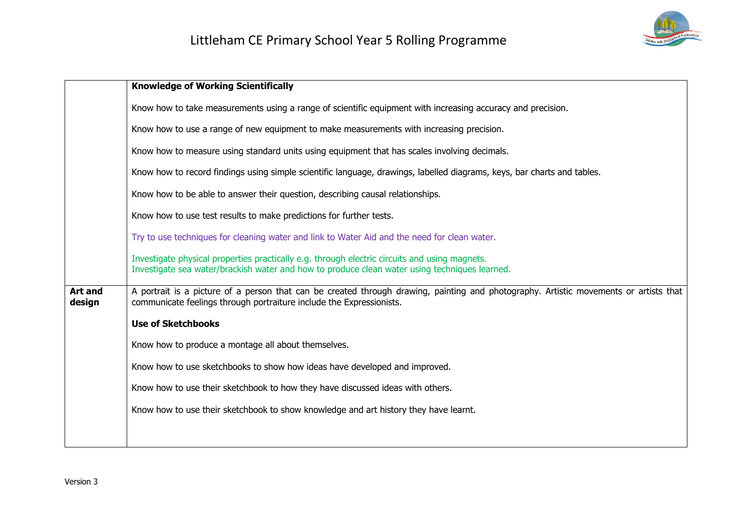| | |
|---|---|
| | **Knowledge of Working Scientifically**<br><br>Know how to take measurements using a range of scientific equipment with increasing accuracy and precision.<br><br>Know how to use a range of new equipment to make measurements with increasing precision.<br><br>Know how to measure using standard units using equipment that has scales involving decimals.<br><br>Know how to record findings using simple scientific language, drawings, labelled diagrams, keys, bar charts and tables.<br><br>Know how to be able to answer their question, describing causal relationships.<br><br>Know how to use test results to make predictions for further tests.<br><br>Try to use techniques for cleaning water and link to Water Aid and the need for clean water.<br><br>Investigate physical properties practically e.g. through electric circuits and using magnets.<br>Investigate sea water/brackish water and how to produce clean water using techniques learned. |
| **Art and design** | A portrait is a picture of a person that can be created through drawing, painting and photography. Artistic movements or artists that communicate feelings through portraiture include the Expressionists.<br><br>**Use of Sketchbooks**<br><br>Know how to produce a montage all about themselves.<br><br>Know how to use sketchbooks to show how ideas have developed and improved.<br><br>Know how to use their sketchbook to how they have discussed ideas with others.<br><br>Know how to use their sketchbook to show knowledge and art history they have learnt. |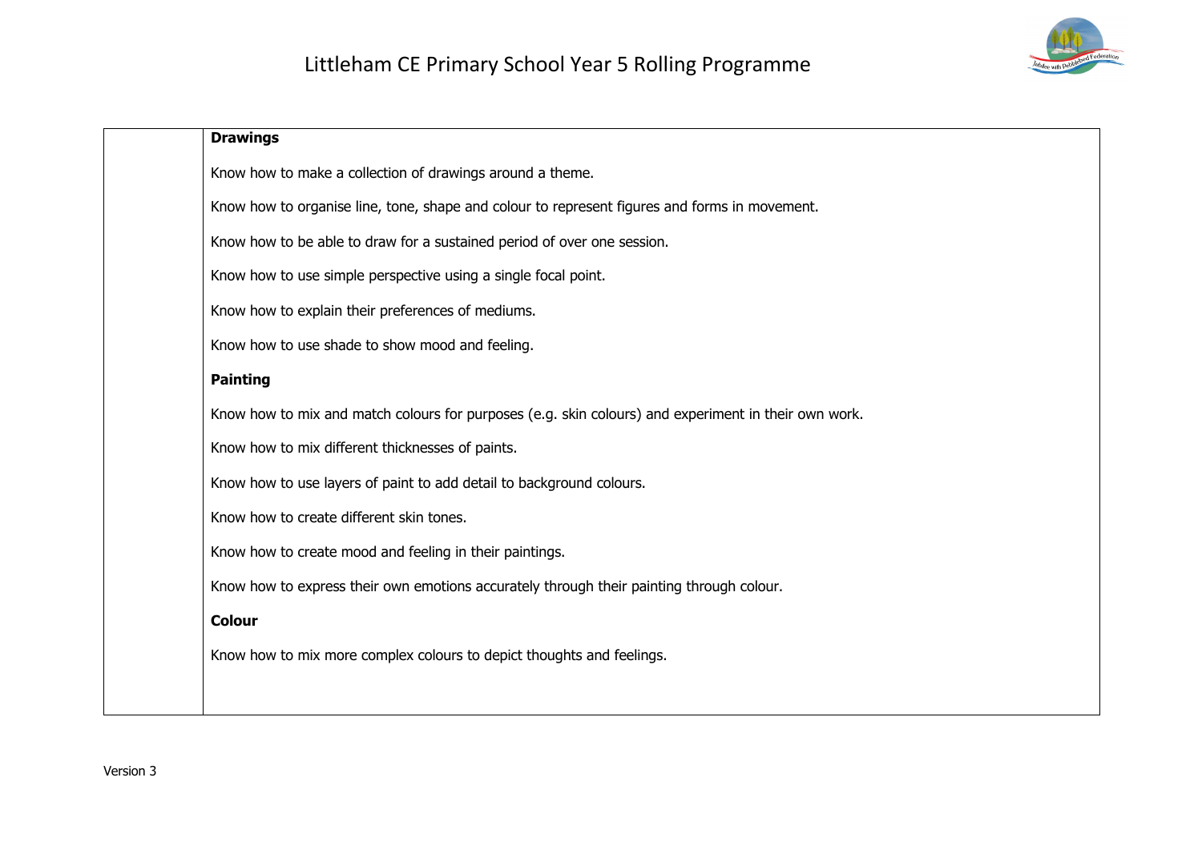| | **Drawings**<br><br>Know how to make a collection of drawings around a theme.<br><br>Know how to organise line, tone, shape and colour to represent figures and forms in movement.<br><br>Know how to be able to draw for a sustained period of over one session.<br><br>Know how to use simple perspective using a single focal point.<br><br>Know how to explain their preferences of mediums.<br><br>Know how to use shade to show mood and feeling.<br><br>**Painting**<br><br>Know how to mix and match colours for purposes (e.g. skin colours) and experiment in their own work.<br><br>Know how to mix different thicknesses of paints.<br><br>Know how to use layers of paint to add detail to background colours.<br><br>Know how to create different skin tones.<br><br>Know how to create mood and feeling in their paintings.<br><br>Know how to express their own emotions accurately through their painting through colour.<br><br>**Colour**<br><br>Know how to mix more complex colours to depict thoughts and feelings. |
|---|---|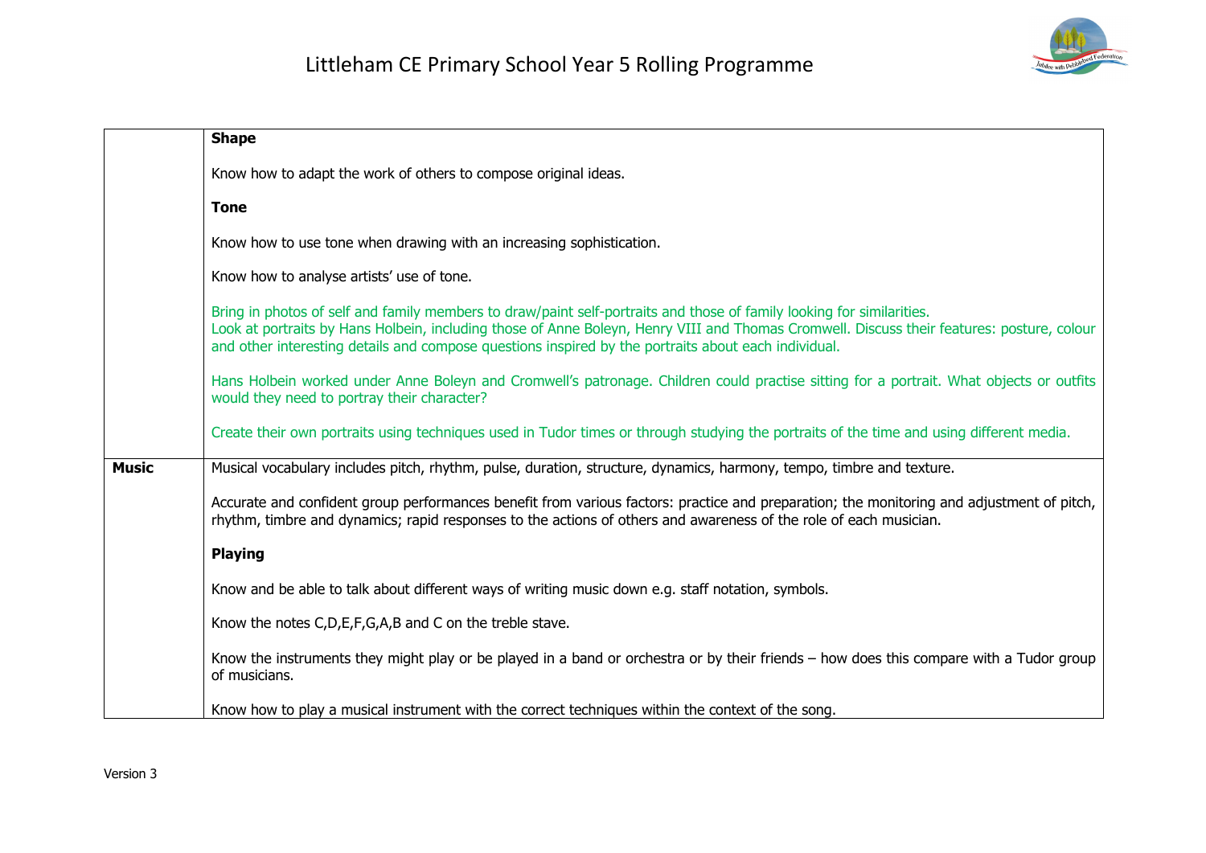| | |
|---|---|
| | **Shape**<br><br>Know how to adapt the work of others to compose original ideas.<br><br>**Tone**<br><br>Know how to use tone when drawing with an increasing sophistication.<br><br>Know how to analyse artists' use of tone.<br><br>Bring in photos of self and family members to draw/paint self-portraits and those of family looking for similarities.<br>Look at portraits by Hans Holbein, including those of Anne Boleyn, Henry VIII and Thomas Cromwell. Discuss their features: posture, colour and other interesting details and compose questions inspired by the portraits about each individual.<br><br>Hans Holbein worked under Anne Boleyn and Cromwell's patronage. Children could practise sitting for a portrait. What objects or outfits would they need to portray their character?<br><br>Create their own portraits using techniques used in Tudor times or through studying the portraits of the time and using different media. |
| **Music** | Musical vocabulary includes pitch, rhythm, pulse, duration, structure, dynamics, harmony, tempo, timbre and texture.<br><br>Accurate and confident group performances benefit from various factors: practice and preparation; the monitoring and adjustment of pitch, rhythm, timbre and dynamics; rapid responses to the actions of others and awareness of the role of each musician.<br><br>**Playing**<br><br>Know and be able to talk about different ways of writing music down e.g. staff notation, symbols.<br><br>Know the notes C,D,E,F,G,A,B and C on the treble stave.<br><br>Know the instruments they might play or be played in a band or orchestra or by their friends – how does this compare with a Tudor group of musicians.<br><br>Know how to play a musical instrument with the correct techniques within the context of the song. |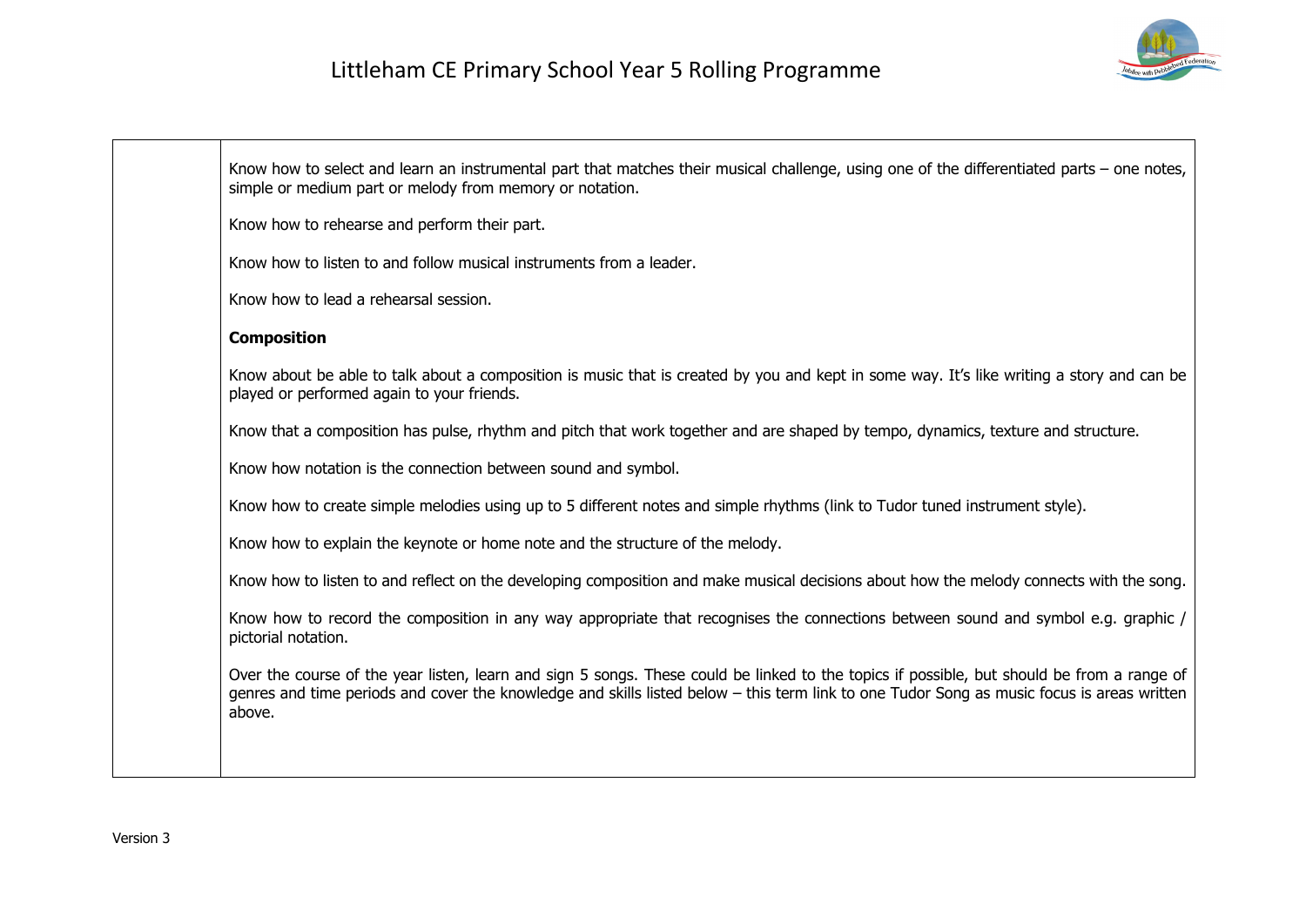| | |
|---|---|
| | Know how to select and learn an instrumental part that matches their musical challenge, using one of the differentiated parts – one notes, simple or medium part or melody from memory or notation.<br><br>Know how to rehearse and perform their part.<br><br>Know how to listen to and follow musical instruments from a leader.<br><br>Know how to lead a rehearsal session.<br><br>**Composition**<br><br>Know about be able to talk about a composition is music that is created by you and kept in some way. It's like writing a story and can be played or performed again to your friends.<br><br>Know that a composition has pulse, rhythm and pitch that work together and are shaped by tempo, dynamics, texture and structure.<br><br>Know how notation is the connection between sound and symbol.<br><br>Know how to create simple melodies using up to 5 different notes and simple rhythms (link to Tudor tuned instrument style).<br><br>Know how to explain the keynote or home note and the structure of the melody.<br><br>Know how to listen to and reflect on the developing composition and make musical decisions about how the melody connects with the song.<br><br>Know how to record the composition in any way appropriate that recognises the connections between sound and symbol e.g. graphic / pictorial notation.<br><br>Over the course of the year listen, learn and sign 5 songs. These could be linked to the topics if possible, but should be from a range of genres and time periods and cover the knowledge and skills listed below – this term link to one Tudor Song as music focus is areas written above. |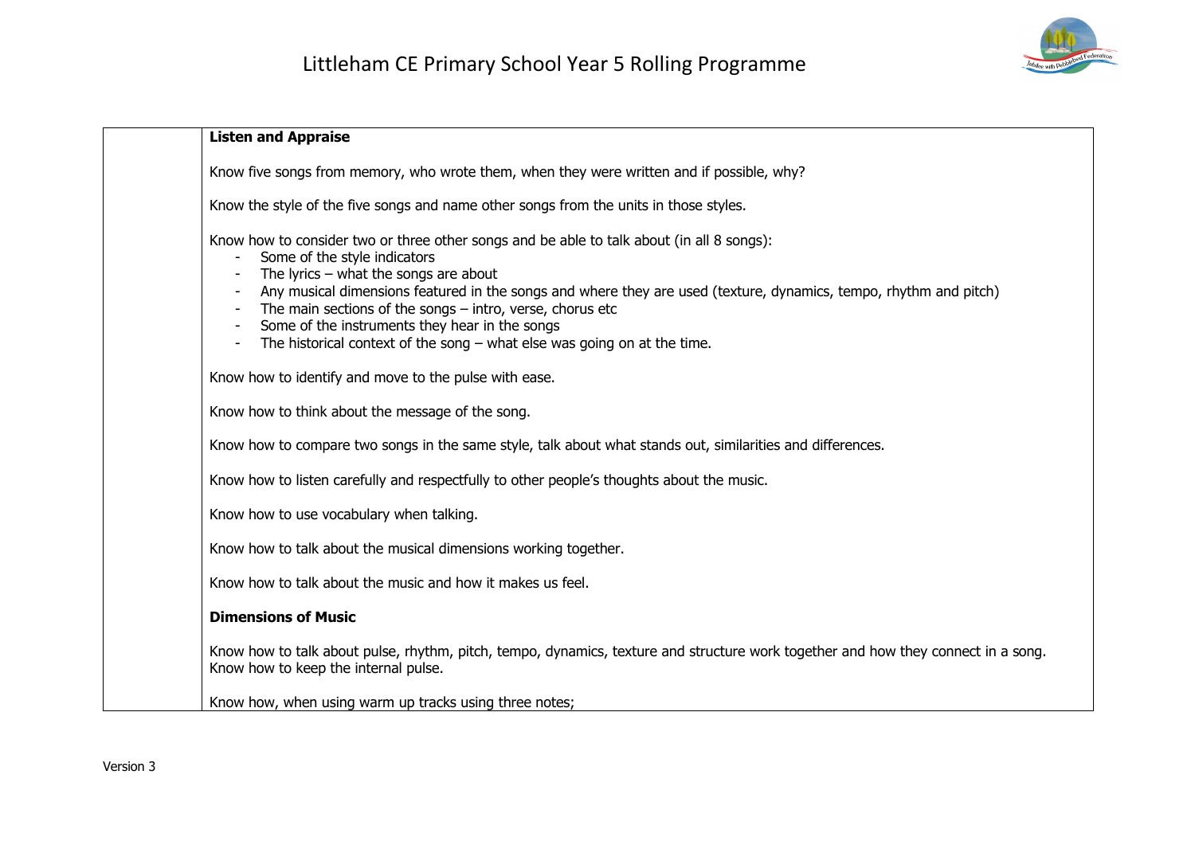| | **Listen and Appraise**<br><br>Know five songs from memory, who wrote them, when they were written and if possible, why?<br><br>Know the style of the five songs and name other songs from the units in those styles.<br><br>Know how to consider two or three other songs and be able to talk about (in all 8 songs):<br>- Some of the style indicators<br>- The lyrics – what the songs are about<br>- Any musical dimensions featured in the songs and where they are used (texture, dynamics, tempo, rhythm and pitch)<br>- The main sections of the songs – intro, verse, chorus etc<br>- Some of the instruments they hear in the songs<br>- The historical context of the song – what else was going on at the time.<br><br>Know how to identify and move to the pulse with ease.<br><br>Know how to think about the message of the song.<br><br>Know how to compare two songs in the same style, talk about what stands out, similarities and differences.<br><br>Know how to listen carefully and respectfully to other people's thoughts about the music.<br><br>Know how to use vocabulary when talking.<br><br>Know how to talk about the musical dimensions working together.<br><br>Know how to talk about the music and how it makes us feel.<br><br>**Dimensions of Music**<br><br>Know how to talk about pulse, rhythm, pitch, tempo, dynamics, texture and structure work together and how they connect in a song.<br>Know how to keep the internal pulse.<br><br>Know how, when using warm up tracks using three notes; |
|---|---|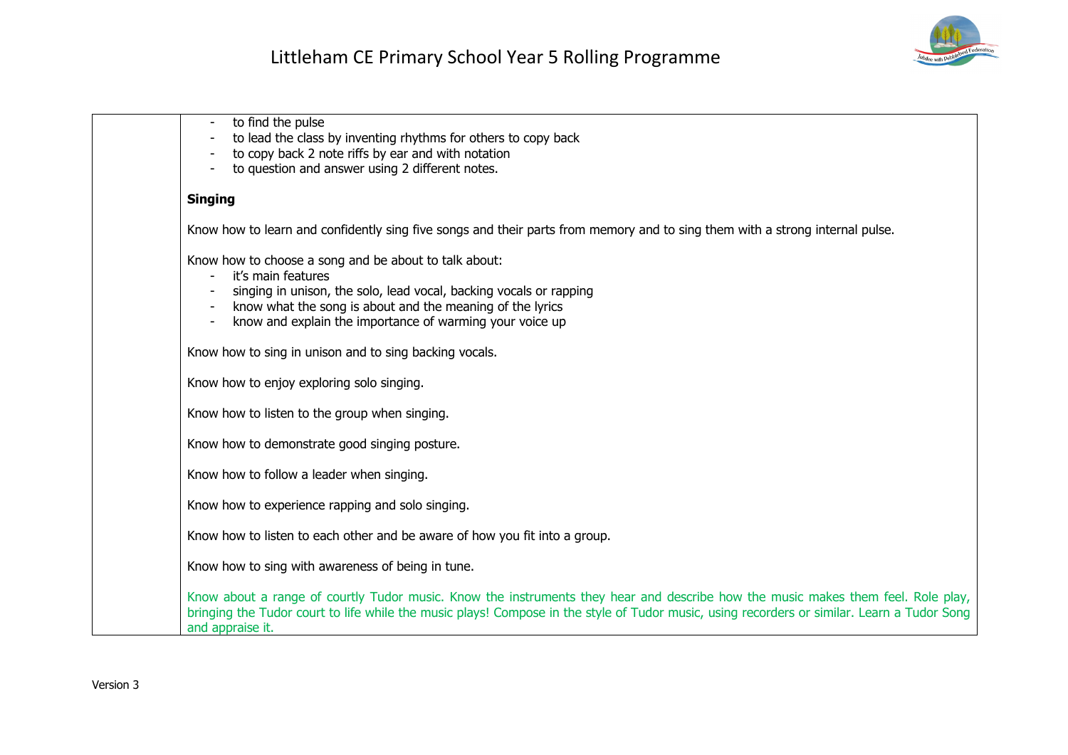| | - to find the pulse<br>- to lead the class by inventing rhythms for others to copy back<br>- to copy back 2 note riffs by ear and with notation<br>- to question and answer using 2 different notes.<br><br>**Singing**<br><br>Know how to learn and confidently sing five songs and their parts from memory and to sing them with a strong internal pulse.<br><br>Know how to choose a song and be about to talk about:<br>- it's main features<br>- singing in unison, the solo, lead vocal, backing vocals or rapping<br>- know what the song is about and the meaning of the lyrics<br>- know and explain the importance of warming your voice up<br><br>Know how to sing in unison and to sing backing vocals.<br><br>Know how to enjoy exploring solo singing.<br><br>Know how to listen to the group when singing.<br><br>Know how to demonstrate good singing posture.<br><br>Know how to follow a leader when singing.<br><br>Know how to experience rapping and solo singing.<br><br>Know how to listen to each other and be aware of how you fit into a group.<br><br>Know how to sing with awareness of being in tune.<br><br>Know about a range of courtly Tudor music. Know the instruments they hear and describe how the music makes them feel. Role play, bringing the Tudor court to life while the music plays! Compose in the style of Tudor music, using recorders or similar. Learn a Tudor Song and appraise it. |
|---|---|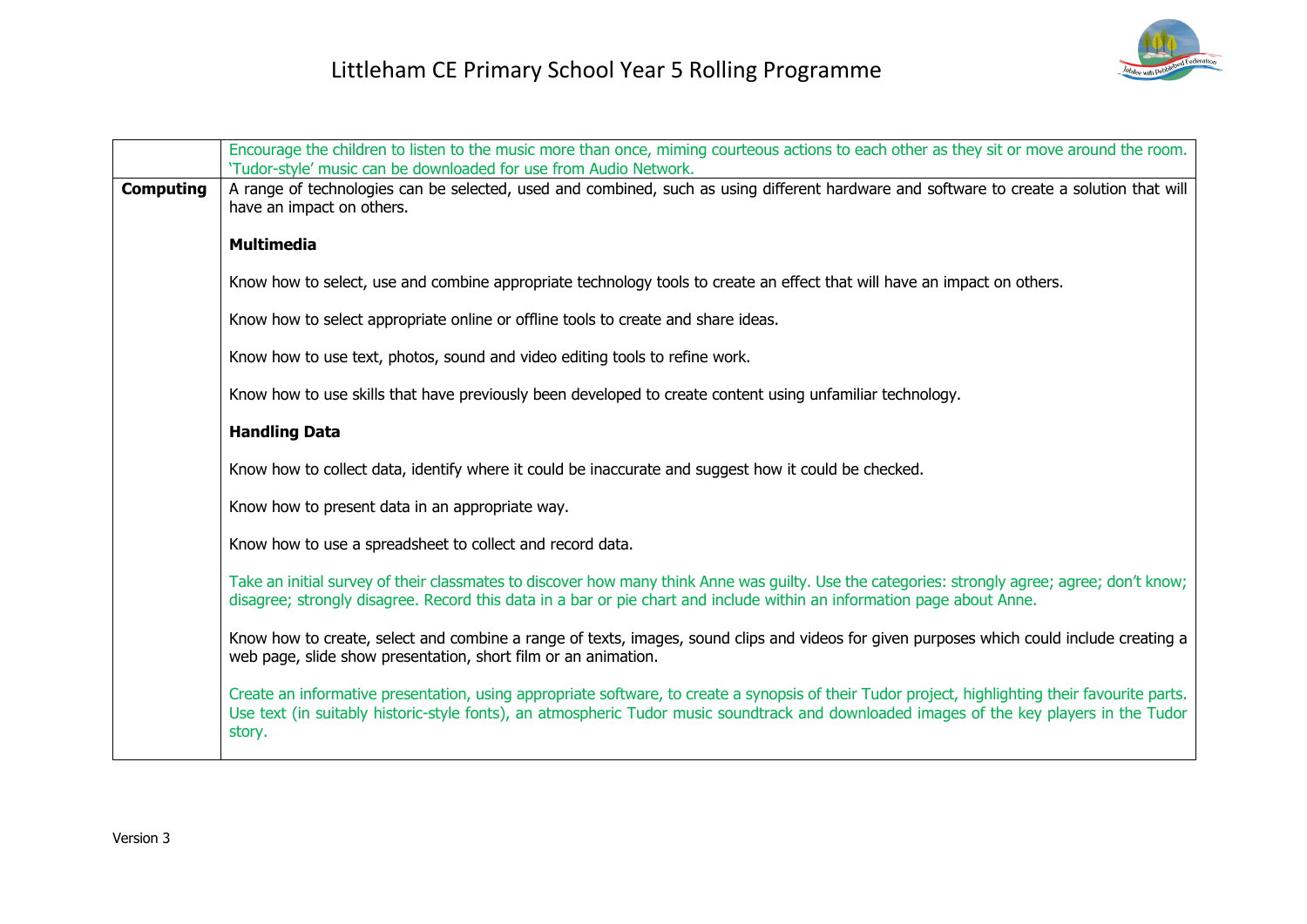| | |
|---|---|
| | Encourage the children to listen to the music more than once, miming courteous actions to each other as they sit or move around the room. 'Tudor-style' music can be downloaded for use from Audio Network. |
| **Computing** | A range of technologies can be selected, used and combined, such as using different hardware and software to create a solution that will have an impact on others.<br><br>**Multimedia**<br><br>Know how to select, use and combine appropriate technology tools to create an effect that will have an impact on others.<br><br>Know how to select appropriate online or offline tools to create and share ideas.<br><br>Know how to use text, photos, sound and video editing tools to refine work.<br><br>Know how to use skills that have previously been developed to create content using unfamiliar technology.<br><br>**Handling Data**<br><br>Know how to collect data, identify where it could be inaccurate and suggest how it could be checked.<br><br>Know how to present data in an appropriate way.<br><br>Know how to use a spreadsheet to collect and record data.<br><br>Take an initial survey of their classmates to discover how many think Anne was guilty. Use the categories: strongly agree; agree; don't know; disagree; strongly disagree. Record this data in a bar or pie chart and include within an information page about Anne.<br><br>Know how to create, select and combine a range of texts, images, sound clips and videos for given purposes which could include creating a web page, slide show presentation, short film or an animation.<br><br>Create an informative presentation, using appropriate software, to create a synopsis of their Tudor project, highlighting their favourite parts. Use text (in suitably historic-style fonts), an atmospheric Tudor music soundtrack and downloaded images of the key players in the Tudor story. |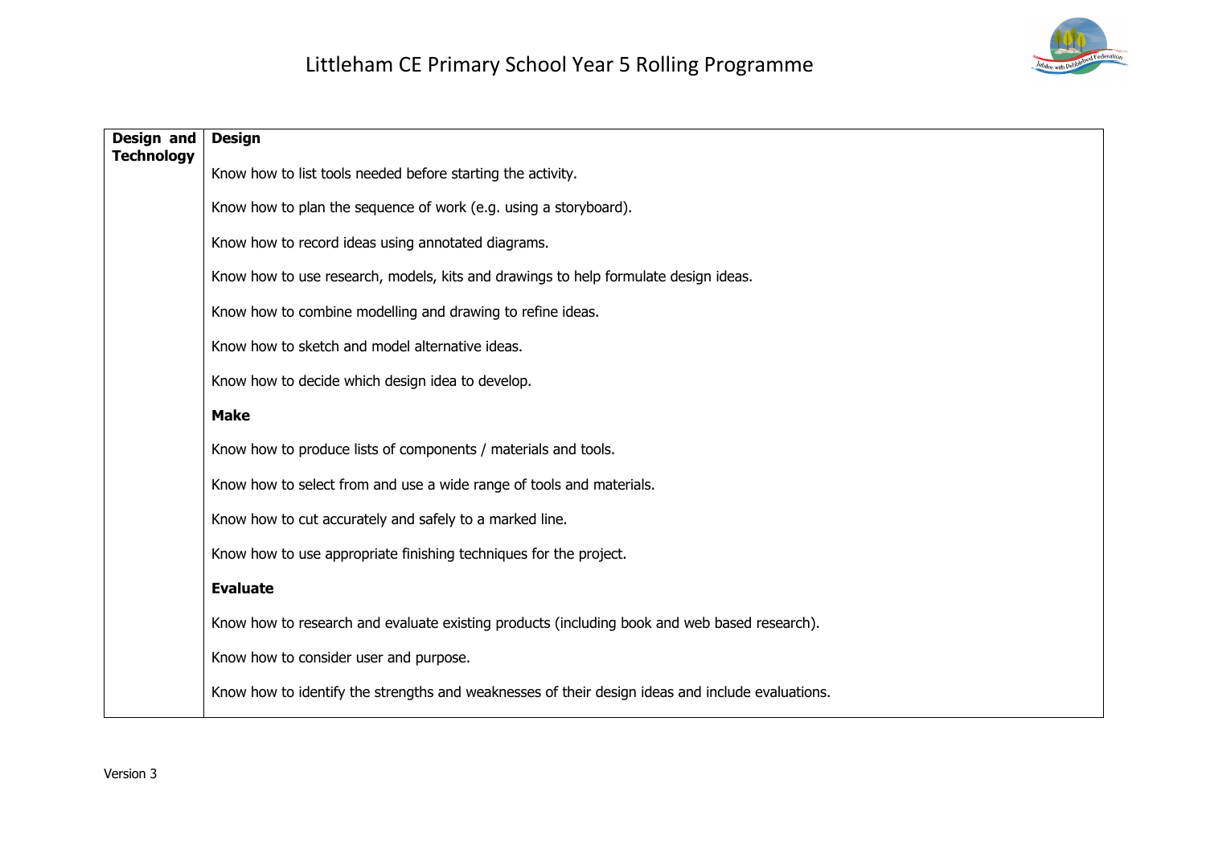| Design and Technology | **Design**<br><br>Know how to list tools needed before starting the activity.<br><br>Know how to plan the sequence of work (e.g. using a storyboard).<br><br>Know how to record ideas using annotated diagrams.<br><br>Know how to use research, models, kits and drawings to help formulate design ideas.<br><br>Know how to combine modelling and drawing to refine ideas.<br><br>Know how to sketch and model alternative ideas.<br><br>Know how to decide which design idea to develop.<br><br>**Make**<br><br>Know how to produce lists of components / materials and tools.<br><br>Know how to select from and use a wide range of tools and materials.<br><br>Know how to cut accurately and safely to a marked line.<br><br>Know how to use appropriate finishing techniques for the project.<br><br>**Evaluate**<br><br>Know how to research and evaluate existing products (including book and web based research).<br><br>Know how to consider user and purpose.<br><br>Know how to identify the strengths and weaknesses of their design ideas and include evaluations. |
|---|---|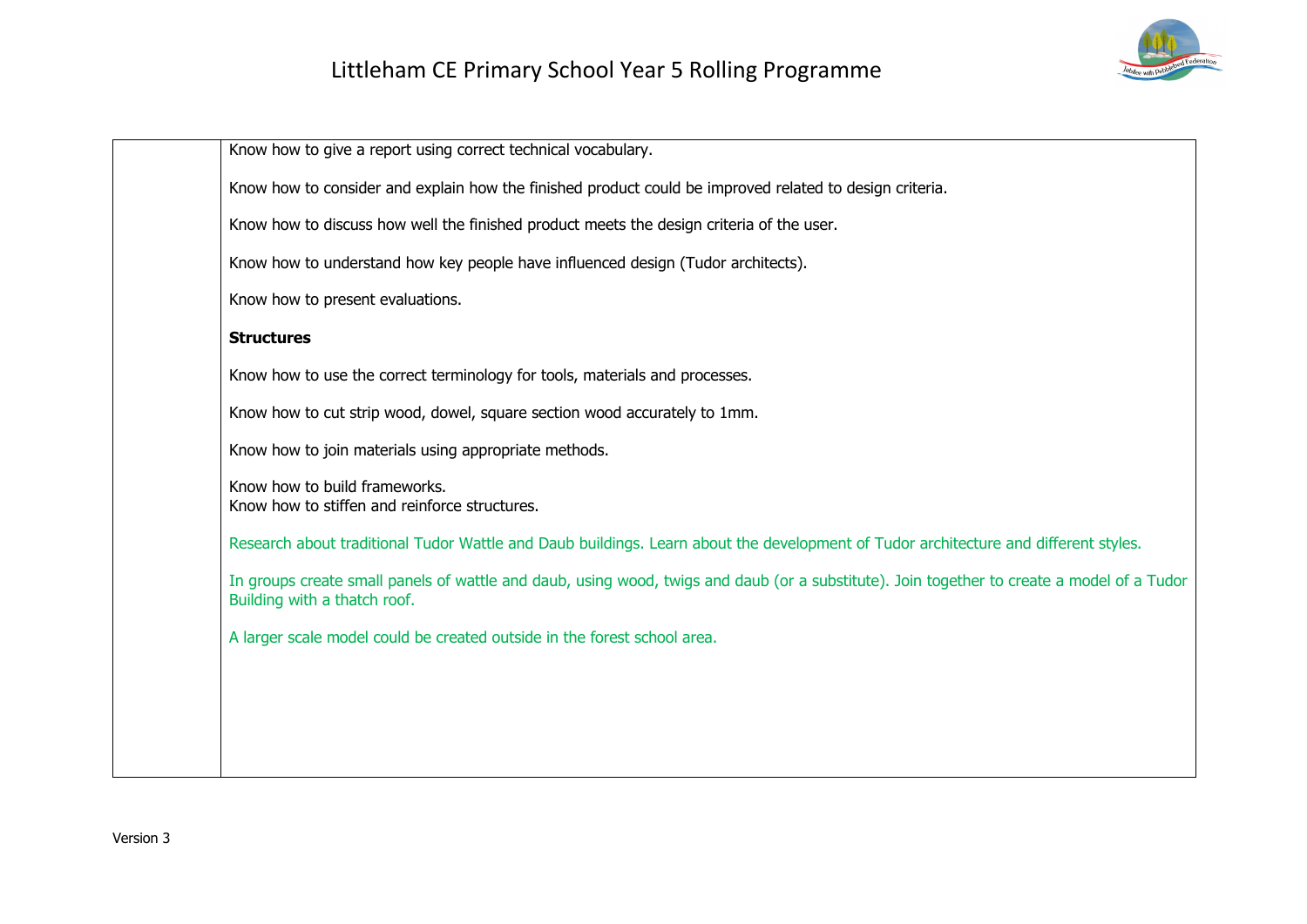| | |
|---|---|
| | Know how to give a report using correct technical vocabulary.<br><br>Know how to consider and explain how the finished product could be improved related to design criteria.<br><br>Know how to discuss how well the finished product meets the design criteria of the user.<br><br>Know how to understand how key people have influenced design (Tudor architects).<br><br>Know how to present evaluations.<br><br>**Structures**<br><br>Know how to use the correct terminology for tools, materials and processes.<br><br>Know how to cut strip wood, dowel, square section wood accurately to 1mm.<br><br>Know how to join materials using appropriate methods.<br><br>Know how to build frameworks.<br>Know how to stiffen and reinforce structures.<br><br>Research about traditional Tudor Wattle and Daub buildings. Learn about the development of Tudor architecture and different styles.<br><br>In groups create small panels of wattle and daub, using wood, twigs and daub (or a substitute). Join together to create a model of a Tudor Building with a thatch roof.<br><br>A larger scale model could be created outside in the forest school area. |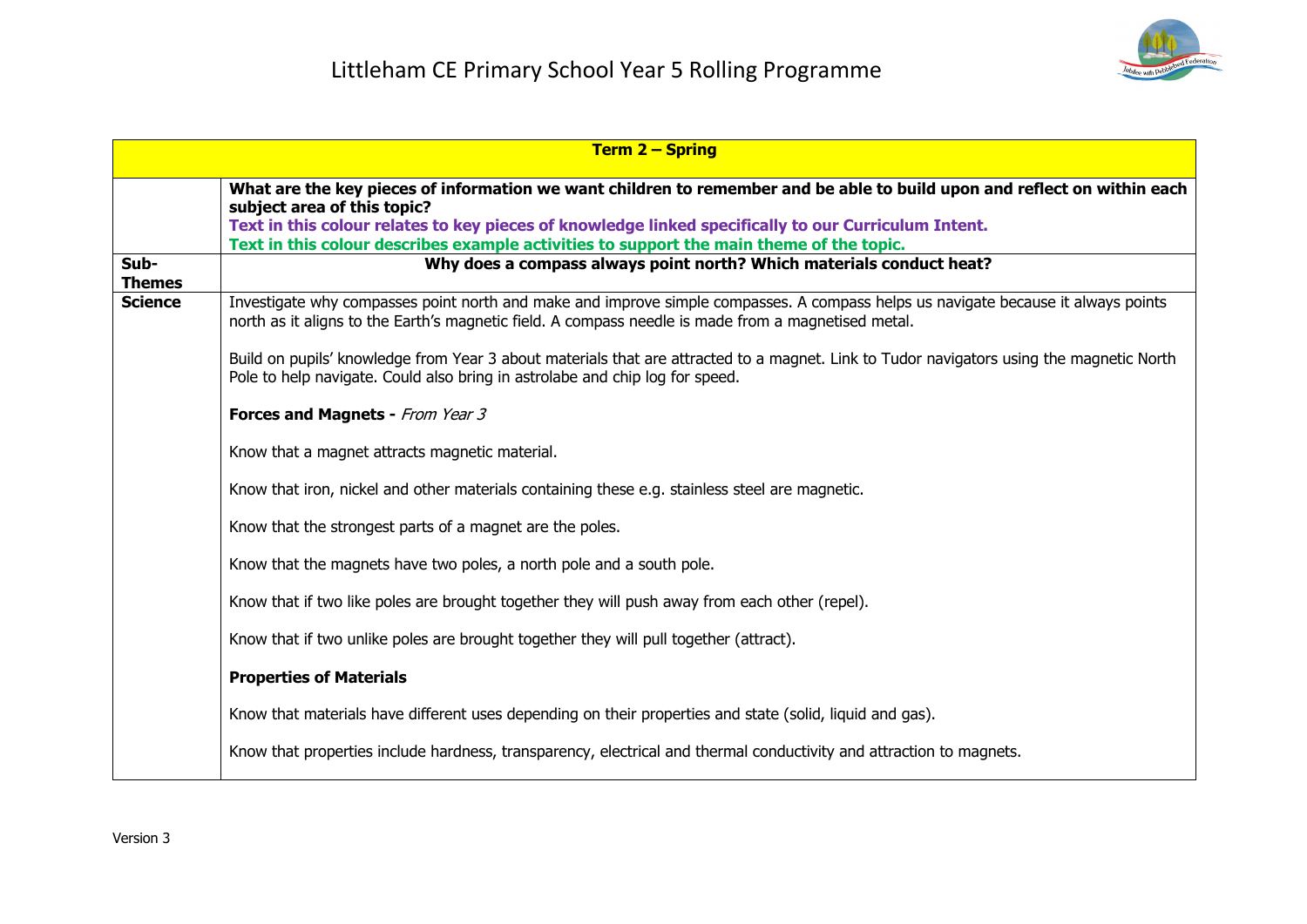# Littleham CE Primary School Year 5 Rolling Programme

| Term 2 – Spring | |
|---|---|
| | **What are the key pieces of information we want children to remember and be able to build upon and reflect on within each subject area of this topic?**<br>**Text in this colour relates to key pieces of knowledge linked specifically to our Curriculum Intent.**<br>**Text in this colour describes example activities to support the main theme of the topic.** |
| **Sub-Themes** | **Why does a compass always point north? Which materials conduct heat?** |
| **Science** | Investigate why compasses point north and make and improve simple compasses. A compass helps us navigate because it always points north as it aligns to the Earth's magnetic field. A compass needle is made from a magnetised metal.<br><br>Build on pupils' knowledge from Year 3 about materials that are attracted to a magnet. Link to Tudor navigators using the magnetic North Pole to help navigate. Could also bring in astrolabe and chip log for speed.<br><br>**Forces and Magnets -** *From Year 3*<br><br>Know that a magnet attracts magnetic material.<br><br>Know that iron, nickel and other materials containing these e.g. stainless steel are magnetic.<br><br>Know that the strongest parts of a magnet are the poles.<br><br>Know that the magnets have two poles, a north pole and a south pole.<br><br>Know that if two like poles are brought together they will push away from each other (repel).<br><br>Know that if two unlike poles are brought together they will pull together (attract).<br><br>**Properties of Materials**<br><br>Know that materials have different uses depending on their properties and state (solid, liquid and gas).<br><br>Know that properties include hardness, transparency, electrical and thermal conductivity and attraction to magnets. |

Version 3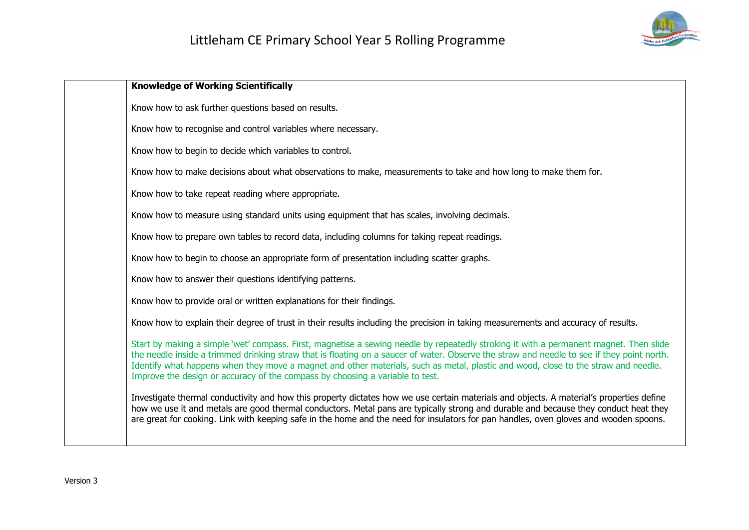| | **Knowledge of Working Scientifically**<br><br>Know how to ask further questions based on results.<br><br>Know how to recognise and control variables where necessary.<br><br>Know how to begin to decide which variables to control.<br><br>Know how to make decisions about what observations to make, measurements to take and how long to make them for.<br><br>Know how to take repeat reading where appropriate.<br><br>Know how to measure using standard units using equipment that has scales, involving decimals.<br><br>Know how to prepare own tables to record data, including columns for taking repeat readings.<br><br>Know how to begin to choose an appropriate form of presentation including scatter graphs.<br><br>Know how to answer their questions identifying patterns.<br><br>Know how to provide oral or written explanations for their findings.<br><br>Know how to explain their degree of trust in their results including the precision in taking measurements and accuracy of results.<br><br>Start by making a simple 'wet' compass. First, magnetise a sewing needle by repeatedly stroking it with a permanent magnet. Then slide the needle inside a trimmed drinking straw that is floating on a saucer of water. Observe the straw and needle to see if they point north. Identify what happens when they move a magnet and other materials, such as metal, plastic and wood, close to the straw and needle. Improve the design or accuracy of the compass by choosing a variable to test.<br><br>Investigate thermal conductivity and how this property dictates how we use certain materials and objects. A material's properties define how we use it and metals are good thermal conductors. Metal pans are typically strong and durable and because they conduct heat they are great for cooking. Link with keeping safe in the home and the need for insulators for pan handles, oven gloves and wooden spoons. |
|---|---|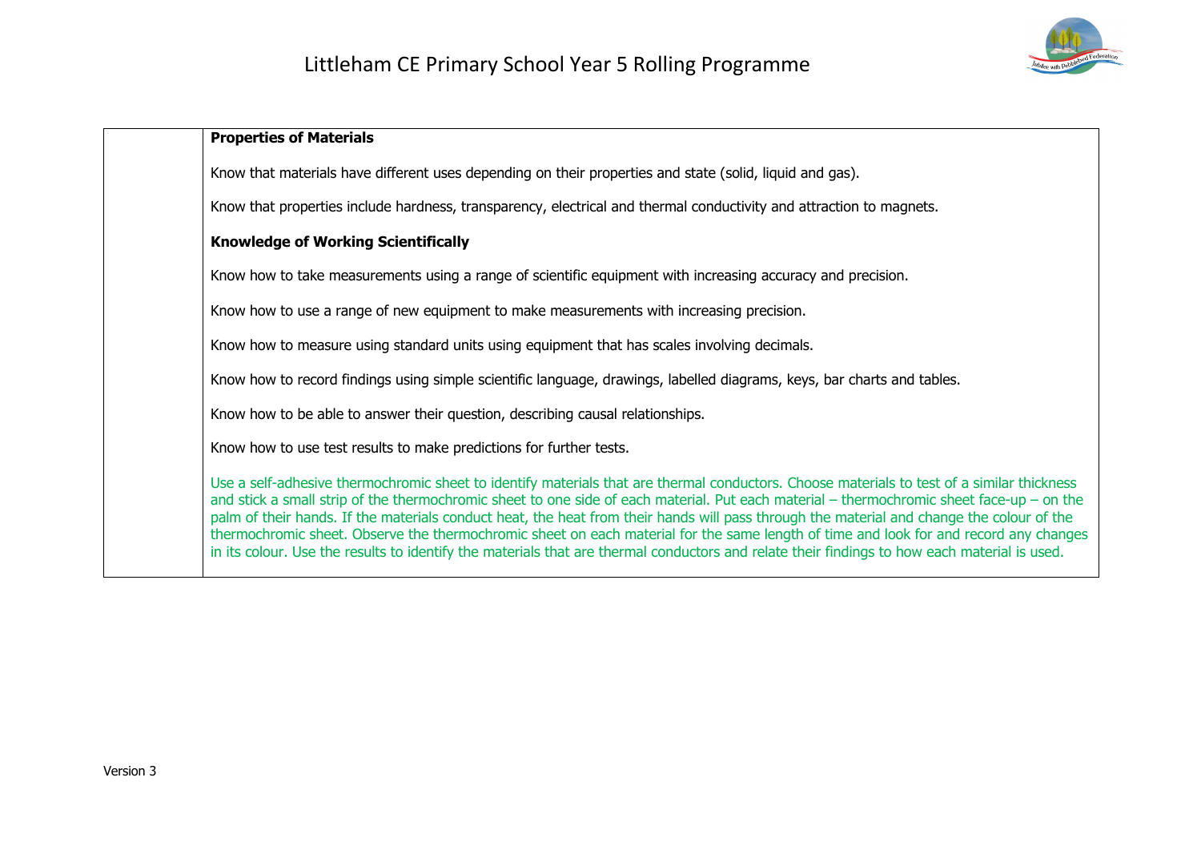| | |
|---|---|
| | **Properties of Materials**<br><br>Know that materials have different uses depending on their properties and state (solid, liquid and gas).<br><br>Know that properties include hardness, transparency, electrical and thermal conductivity and attraction to magnets.<br><br>**Knowledge of Working Scientifically**<br><br>Know how to take measurements using a range of scientific equipment with increasing accuracy and precision.<br><br>Know how to use a range of new equipment to make measurements with increasing precision.<br><br>Know how to measure using standard units using equipment that has scales involving decimals.<br><br>Know how to record findings using simple scientific language, drawings, labelled diagrams, keys, bar charts and tables.<br><br>Know how to be able to answer their question, describing causal relationships.<br><br>Know how to use test results to make predictions for further tests.<br><br>Use a self-adhesive thermochromic sheet to identify materials that are thermal conductors. Choose materials to test of a similar thickness and stick a small strip of the thermochromic sheet to one side of each material. Put each material – thermochromic sheet face-up – on the palm of their hands. If the materials conduct heat, the heat from their hands will pass through the material and change the colour of the thermochromic sheet. Observe the thermochromic sheet on each material for the same length of time and look for and record any changes in its colour. Use the results to identify the materials that are thermal conductors and relate their findings to how each material is used. |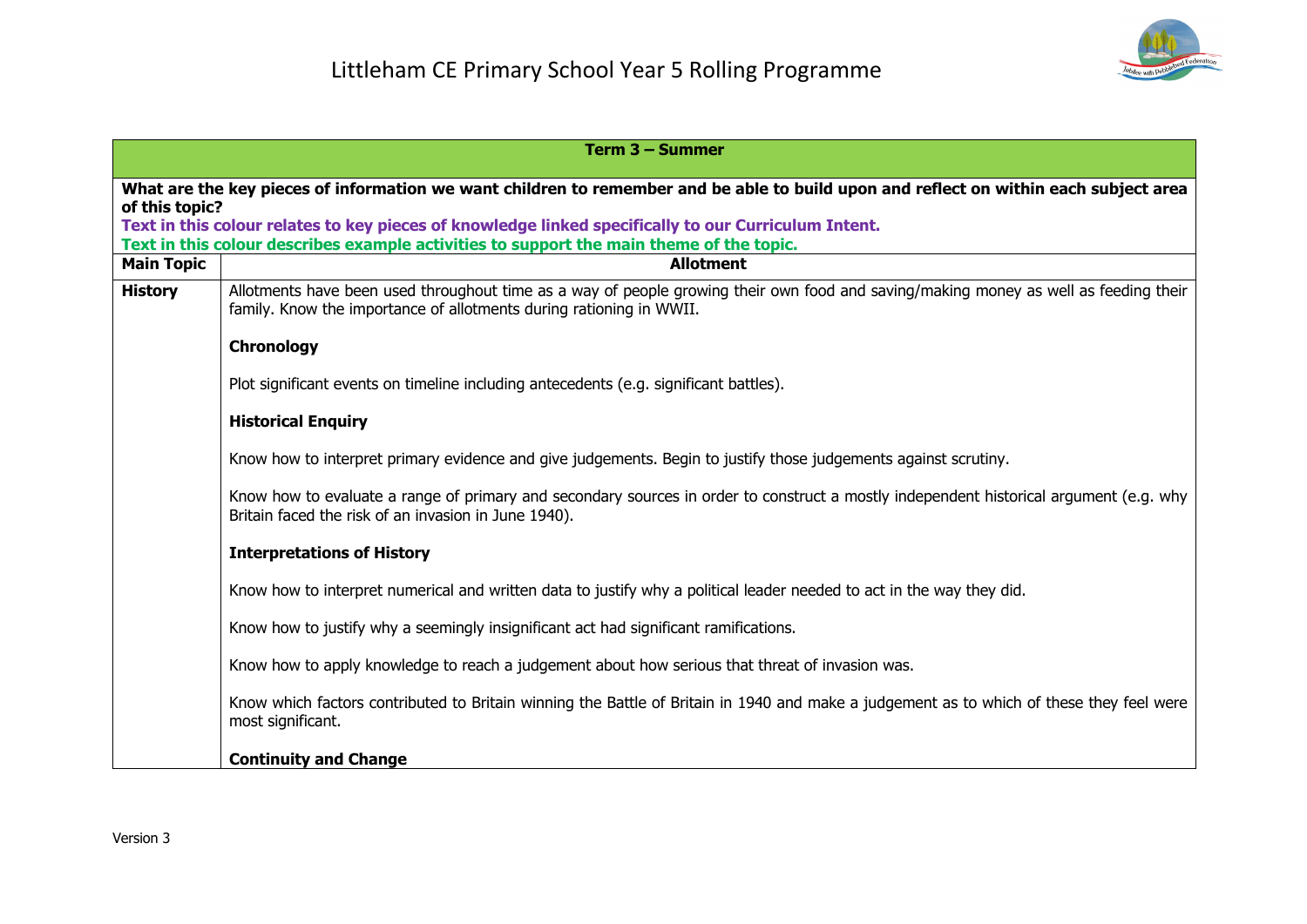# Littleham CE Primary School Year 5 Rolling Programme

| **Term 3 – Summer** | |
|---|---|
| **What are the key pieces of information we want children to remember and be able to build upon and reflect on within each subject area of this topic?**<br>**Text in this colour relates to key pieces of knowledge linked specifically to our Curriculum Intent.**<br>**Text in this colour describes example activities to support the main theme of the topic.** | |
| **Main Topic** | **Allotment** |
| **History** | Allotments have been used throughout time as a way of people growing their own food and saving/making money as well as feeding their family. Know the importance of allotments during rationing in WWII.<br><br>**Chronology**<br><br>Plot significant events on timeline including antecedents (e.g. significant battles).<br><br>**Historical Enquiry**<br><br>Know how to interpret primary evidence and give judgements. Begin to justify those judgements against scrutiny.<br><br>Know how to evaluate a range of primary and secondary sources in order to construct a mostly independent historical argument (e.g. why Britain faced the risk of an invasion in June 1940).<br><br>**Interpretations of History**<br><br>Know how to interpret numerical and written data to justify why a political leader needed to act in the way they did.<br><br>Know how to justify why a seemingly insignificant act had significant ramifications.<br><br>Know how to apply knowledge to reach a judgement about how serious that threat of invasion was.<br><br>Know which factors contributed to Britain winning the Battle of Britain in 1940 and make a judgement as to which of these they feel were most significant.<br><br>**Continuity and Change** |

Version 3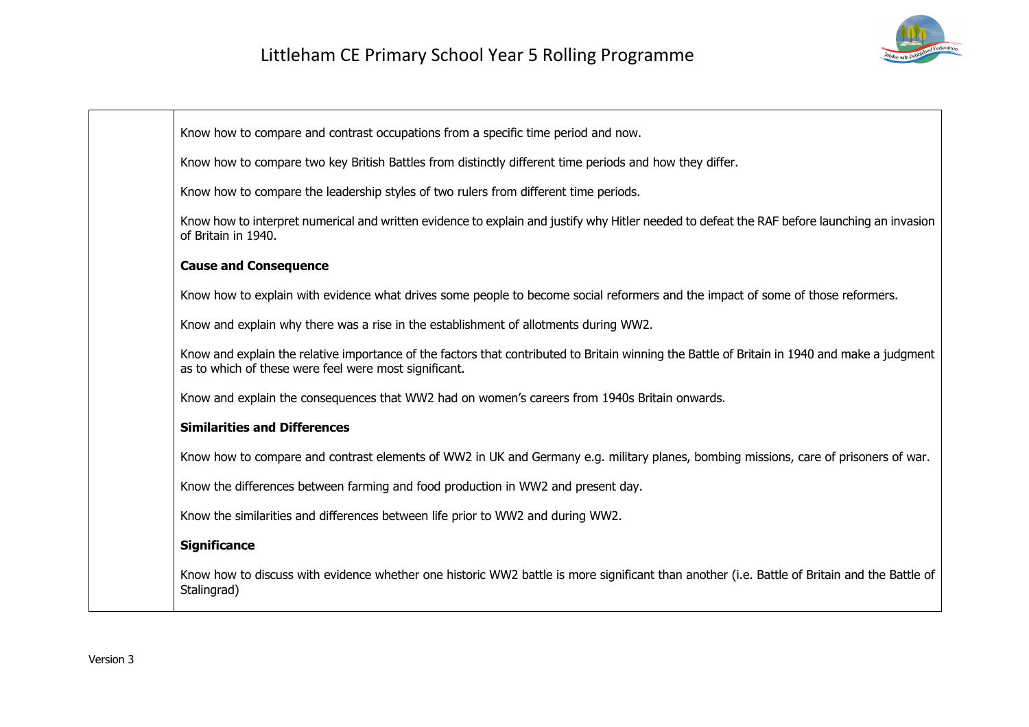| | |
|---|---|
| | Know how to compare and contrast occupations from a specific time period and now.<br><br>Know how to compare two key British Battles from distinctly different time periods and how they differ.<br><br>Know how to compare the leadership styles of two rulers from different time periods.<br><br>Know how to interpret numerical and written evidence to explain and justify why Hitler needed to defeat the RAF before launching an invasion of Britain in 1940.<br><br>**Cause and Consequence**<br><br>Know how to explain with evidence what drives some people to become social reformers and the impact of some of those reformers.<br><br>Know and explain why there was a rise in the establishment of allotments during WW2.<br><br>Know and explain the relative importance of the factors that contributed to Britain winning the Battle of Britain in 1940 and make a judgment as to which of these were feel were most significant.<br><br>Know and explain the consequences that WW2 had on women's careers from 1940s Britain onwards.<br><br>**Similarities and Differences**<br><br>Know how to compare and contrast elements of WW2 in UK and Germany e.g. military planes, bombing missions, care of prisoners of war.<br><br>Know the differences between farming and food production in WW2 and present day.<br><br>Know the similarities and differences between life prior to WW2 and during WW2.<br><br>**Significance**<br><br>Know how to discuss with evidence whether one historic WW2 battle is more significant than another (i.e. Battle of Britain and the Battle of Stalingrad) |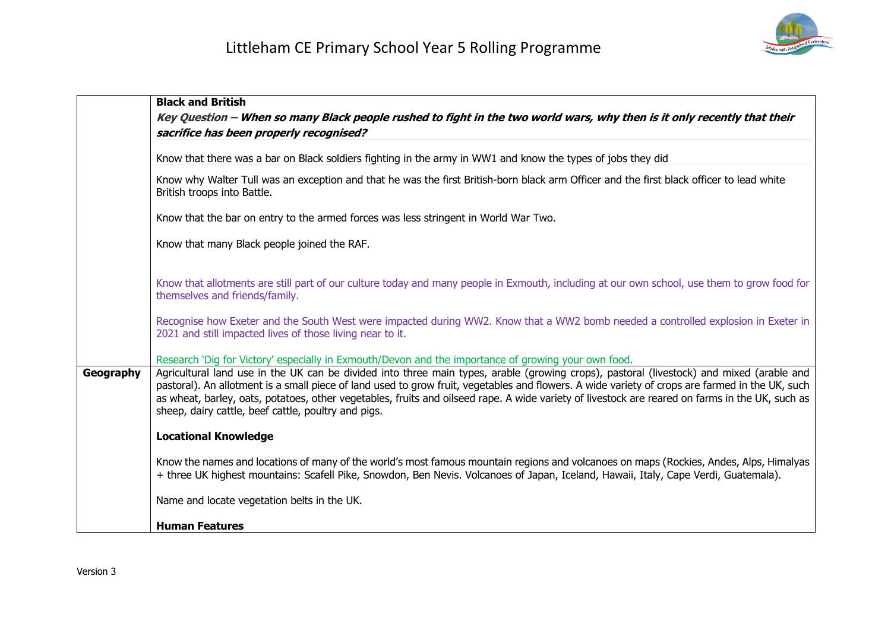| | |
|---|---|
| | **Black and British**<br>***Key Question – When so many Black people rushed to fight in the two world wars, why then is it only recently that their sacrifice has been properly recognised?***<br><br>Know that there was a bar on Black soldiers fighting in the army in WW1 and know the types of jobs they did<br><br>Know why Walter Tull was an exception and that he was the first British-born black arm Officer and the first black officer to lead white British troops into Battle.<br><br>Know that the bar on entry to the armed forces was less stringent in World War Two.<br><br>Know that many Black people joined the RAF.<br><br>Know that allotments are still part of our culture today and many people in Exmouth, including at our own school, use them to grow food for themselves and friends/family.<br><br>Recognise how Exeter and the South West were impacted during WW2. Know that a WW2 bomb needed a controlled explosion in Exeter in 2021 and still impacted lives of those living near to it.<br><br>Research 'Dig for Victory' especially in Exmouth/Devon and the importance of growing your own food. |
| **Geography** | Agricultural land use in the UK can be divided into three main types, arable (growing crops), pastoral (livestock) and mixed (arable and pastoral). An allotment is a small piece of land used to grow fruit, vegetables and flowers. A wide variety of crops are farmed in the UK, such as wheat, barley, oats, potatoes, other vegetables, fruits and oilseed rape. A wide variety of livestock are reared on farms in the UK, such as sheep, dairy cattle, beef cattle, poultry and pigs.<br><br>**Locational Knowledge**<br><br>Know the names and locations of many of the world's most famous mountain regions and volcanoes on maps (Rockies, Andes, Alps, Himalyas + three UK highest mountains: Scafell Pike, Snowdon, Ben Nevis. Volcanoes of Japan, Iceland, Hawaii, Italy, Cape Verdi, Guatemala).<br><br>Name and locate vegetation belts in the UK.<br><br>**Human Features** |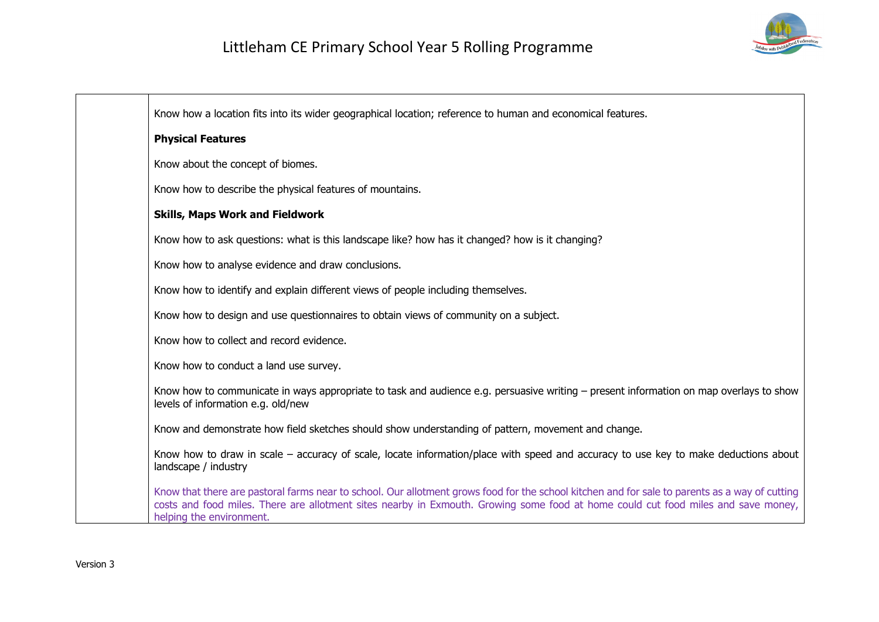| | |
|---|---|
| | Know how a location fits into its wider geographical location; reference to human and economical features.<br><br>**Physical Features**<br><br>Know about the concept of biomes.<br><br>Know how to describe the physical features of mountains.<br><br>**Skills, Maps Work and Fieldwork**<br><br>Know how to ask questions: what is this landscape like? how has it changed? how is it changing?<br><br>Know how to analyse evidence and draw conclusions.<br><br>Know how to identify and explain different views of people including themselves.<br><br>Know how to design and use questionnaires to obtain views of community on a subject.<br><br>Know how to collect and record evidence.<br><br>Know how to conduct a land use survey.<br><br>Know how to communicate in ways appropriate to task and audience e.g. persuasive writing – present information on map overlays to show levels of information e.g. old/new<br><br>Know and demonstrate how field sketches should show understanding of pattern, movement and change.<br><br>Know how to draw in scale – accuracy of scale, locate information/place with speed and accuracy to use key to make deductions about landscape / industry<br><br>Know that there are pastoral farms near to school. Our allotment grows food for the school kitchen and for sale to parents as a way of cutting costs and food miles. There are allotment sites nearby in Exmouth. Growing some food at home could cut food miles and save money, helping the environment. |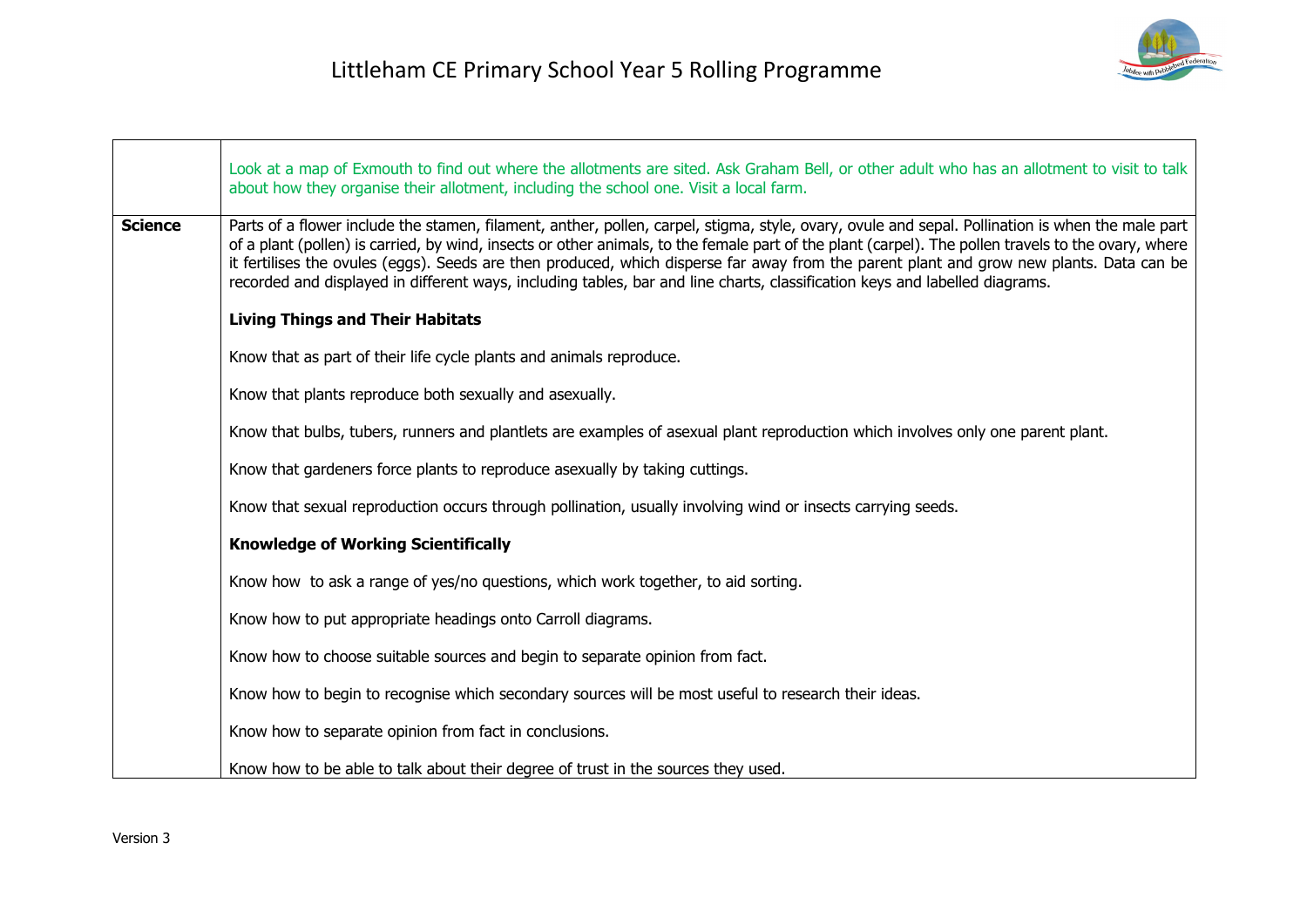| | |
|---|---|
| | Look at a map of Exmouth to find out where the allotments are sited. Ask Graham Bell, or other adult who has an allotment to visit to talk about how they organise their allotment, including the school one. Visit a local farm. |
| **Science** | Parts of a flower include the stamen, filament, anther, pollen, carpel, stigma, style, ovary, ovule and sepal. Pollination is when the male part of a plant (pollen) is carried, by wind, insects or other animals, to the female part of the plant (carpel). The pollen travels to the ovary, where it fertilises the ovules (eggs). Seeds are then produced, which disperse far away from the parent plant and grow new plants. Data can be recorded and displayed in different ways, including tables, bar and line charts, classification keys and labelled diagrams.<br><br>**Living Things and Their Habitats**<br><br>Know that as part of their life cycle plants and animals reproduce.<br><br>Know that plants reproduce both sexually and asexually.<br><br>Know that bulbs, tubers, runners and plantlets are examples of asexual plant reproduction which involves only one parent plant.<br><br>Know that gardeners force plants to reproduce asexually by taking cuttings.<br><br>Know that sexual reproduction occurs through pollination, usually involving wind or insects carrying seeds.<br><br>**Knowledge of Working Scientifically**<br><br>Know how to ask a range of yes/no questions, which work together, to aid sorting.<br><br>Know how to put appropriate headings onto Carroll diagrams.<br><br>Know how to choose suitable sources and begin to separate opinion from fact.<br><br>Know how to begin to recognise which secondary sources will be most useful to research their ideas.<br><br>Know how to separate opinion from fact in conclusions.<br><br>Know how to be able to talk about their degree of trust in the sources they used. |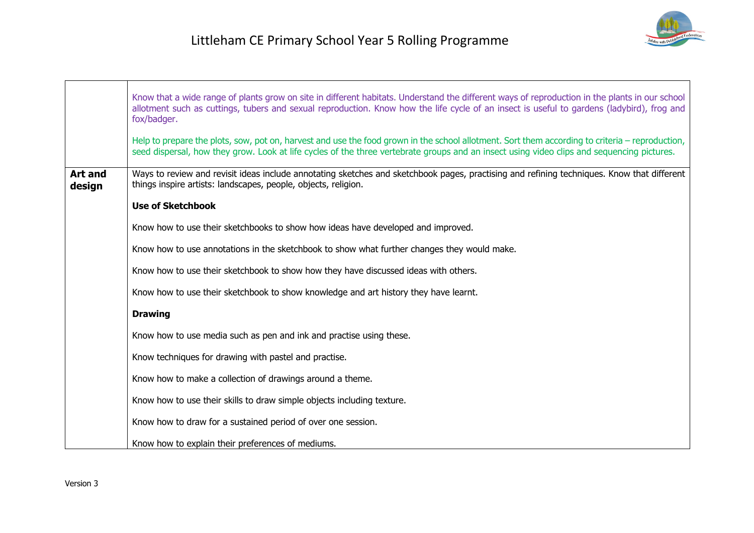| | |
|---|---|
| | Know that a wide range of plants grow on site in different habitats. Understand the different ways of reproduction in the plants in our school allotment such as cuttings, tubers and sexual reproduction. Know how the life cycle of an insect is useful to gardens (ladybird), frog and fox/badger.<br><br>Help to prepare the plots, sow, pot on, harvest and use the food grown in the school allotment. Sort them according to criteria – reproduction, seed dispersal, how they grow. Look at life cycles of the three vertebrate groups and an insect using video clips and sequencing pictures. |
| **Art and design** | Ways to review and revisit ideas include annotating sketches and sketchbook pages, practising and refining techniques. Know that different things inspire artists: landscapes, people, objects, religion.<br><br>**Use of Sketchbook**<br><br>Know how to use their sketchbooks to show how ideas have developed and improved.<br><br>Know how to use annotations in the sketchbook to show what further changes they would make.<br><br>Know how to use their sketchbook to show how they have discussed ideas with others.<br><br>Know how to use their sketchbook to show knowledge and art history they have learnt.<br><br>**Drawing**<br><br>Know how to use media such as pen and ink and practise using these.<br><br>Know techniques for drawing with pastel and practise.<br><br>Know how to make a collection of drawings around a theme.<br><br>Know how to use their skills to draw simple objects including texture.<br><br>Know how to draw for a sustained period of over one session.<br><br>Know how to explain their preferences of mediums. |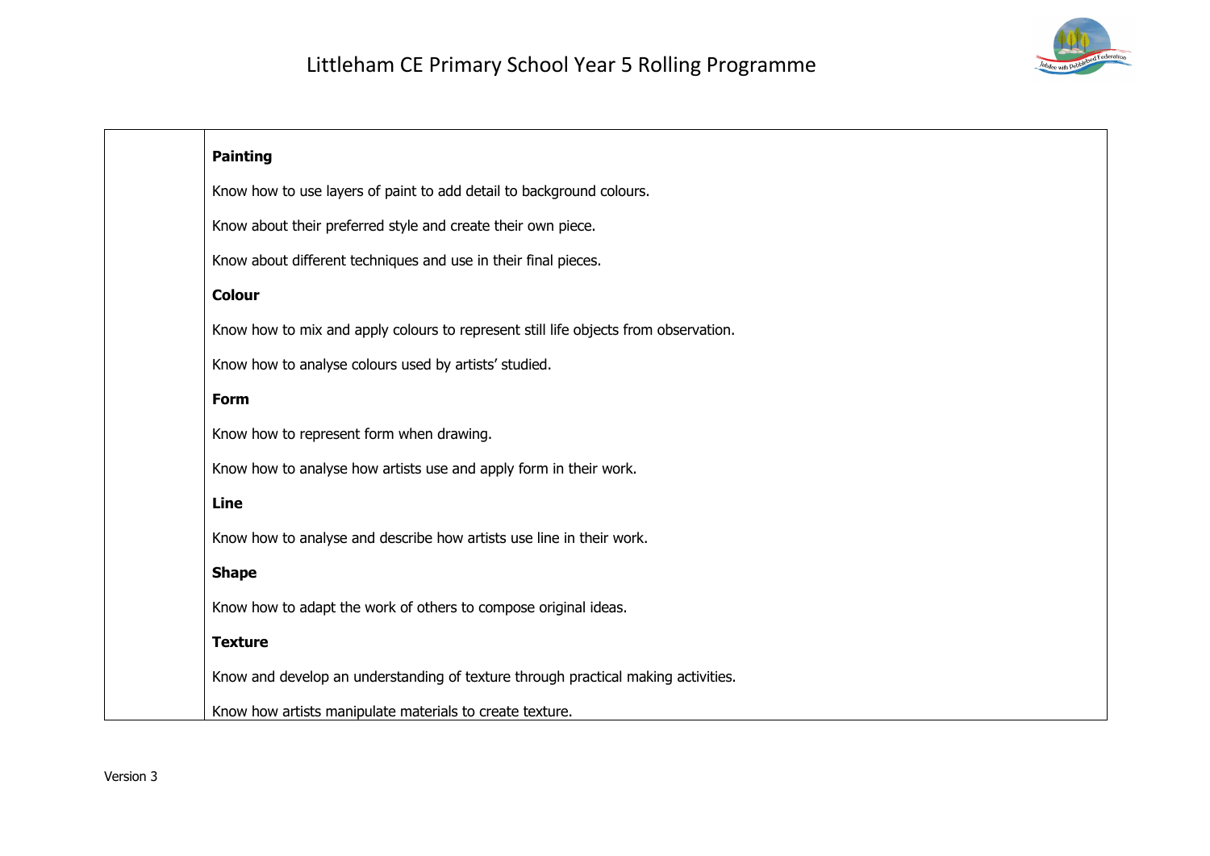| | |
|---|---|
| | **Painting**<br><br>Know how to use layers of paint to add detail to background colours.<br><br>Know about their preferred style and create their own piece.<br><br>Know about different techniques and use in their final pieces.<br><br>**Colour**<br><br>Know how to mix and apply colours to represent still life objects from observation.<br><br>Know how to analyse colours used by artists' studied.<br><br>**Form**<br><br>Know how to represent form when drawing.<br><br>Know how to analyse how artists use and apply form in their work.<br><br>**Line**<br><br>Know how to analyse and describe how artists use line in their work.<br><br>**Shape**<br><br>Know how to adapt the work of others to compose original ideas.<br><br>**Texture**<br><br>Know and develop an understanding of texture through practical making activities.<br><br>Know how artists manipulate materials to create texture. |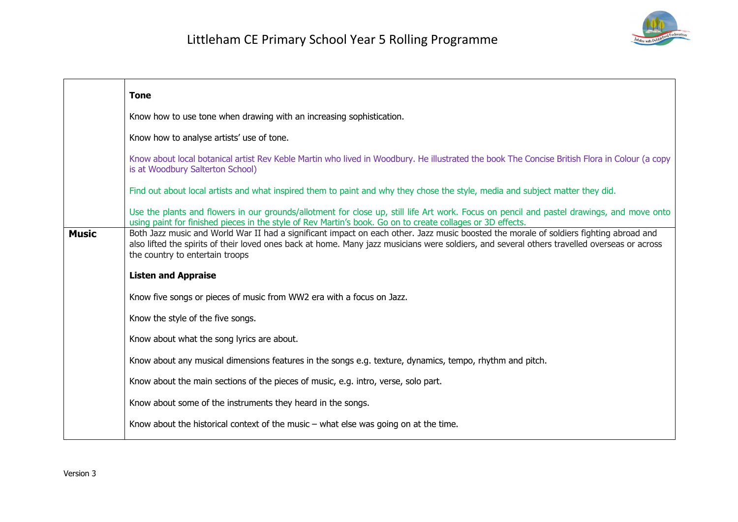| | |
|---|---|
| | **Tone**<br><br>Know how to use tone when drawing with an increasing sophistication.<br><br>Know how to analyse artists' use of tone.<br><br>Know about local botanical artist Rev Keble Martin who lived in Woodbury. He illustrated the book The Concise British Flora in Colour (a copy is at Woodbury Salterton School)<br><br>Find out about local artists and what inspired them to paint and why they chose the style, media and subject matter they did.<br><br>Use the plants and flowers in our grounds/allotment for close up, still life Art work. Focus on pencil and pastel drawings, and move onto using paint for finished pieces in the style of Rev Martin's book. Go on to create collages or 3D effects. |
| **Music** | Both Jazz music and World War II had a significant impact on each other. Jazz music boosted the morale of soldiers fighting abroad and also lifted the spirits of their loved ones back at home. Many jazz musicians were soldiers, and several others travelled overseas or across the country to entertain troops<br><br>**Listen and Appraise**<br><br>Know five songs or pieces of music from WW2 era with a focus on Jazz.<br><br>Know the style of the five songs.<br><br>Know about what the song lyrics are about.<br><br>Know about any musical dimensions features in the songs e.g. texture, dynamics, tempo, rhythm and pitch.<br><br>Know about the main sections of the pieces of music, e.g. intro, verse, solo part.<br><br>Know about some of the instruments they heard in the songs.<br><br>Know about the historical context of the music – what else was going on at the time. |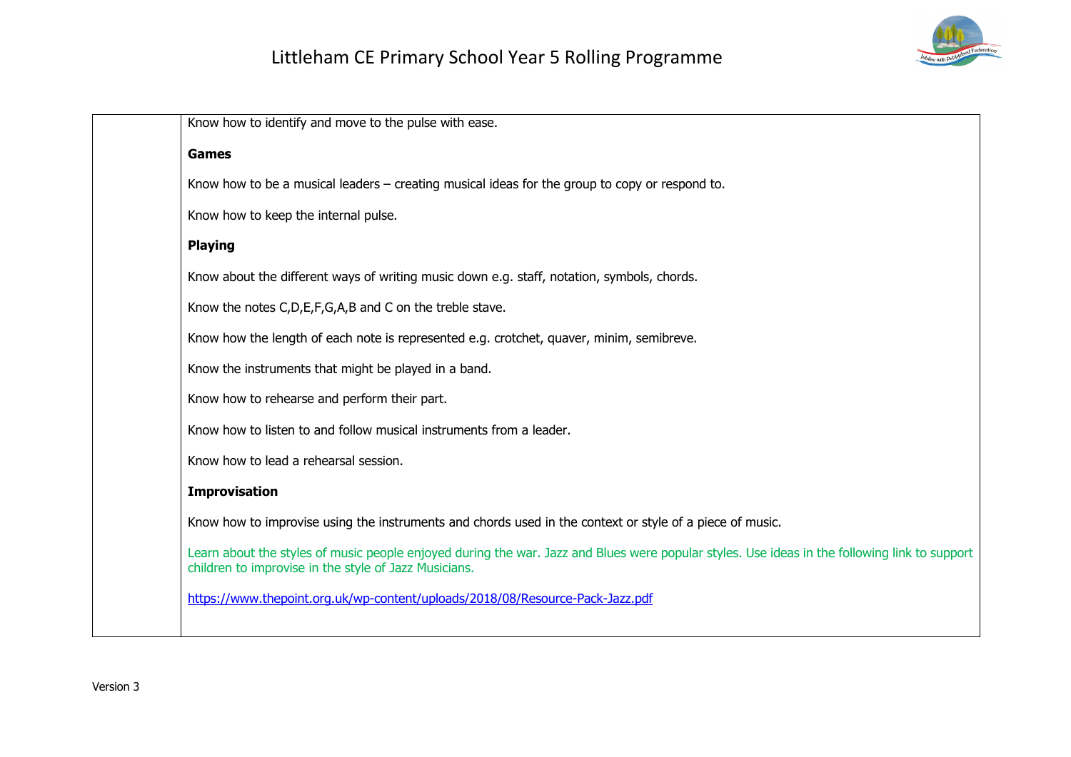| | |
|---|---|
| | Know how to identify and move to the pulse with ease.<br><br>**Games**<br><br>Know how to be a musical leaders – creating musical ideas for the group to copy or respond to.<br><br>Know how to keep the internal pulse.<br><br>**Playing**<br><br>Know about the different ways of writing music down e.g. staff, notation, symbols, chords.<br><br>Know the notes C,D,E,F,G,A,B and C on the treble stave.<br><br>Know how the length of each note is represented e.g. crotchet, quaver, minim, semibreve.<br><br>Know the instruments that might be played in a band.<br><br>Know how to rehearse and perform their part.<br><br>Know how to listen to and follow musical instruments from a leader.<br><br>Know how to lead a rehearsal session.<br><br>**Improvisation**<br><br>Know how to improvise using the instruments and chords used in the context or style of a piece of music.<br><br>Learn about the styles of music people enjoyed during the war. Jazz and Blues were popular styles. Use ideas in the following link to support children to improvise in the style of Jazz Musicians.<br><br>https://www.thepoint.org.uk/wp-content/uploads/2018/08/Resource-Pack-Jazz.pdf |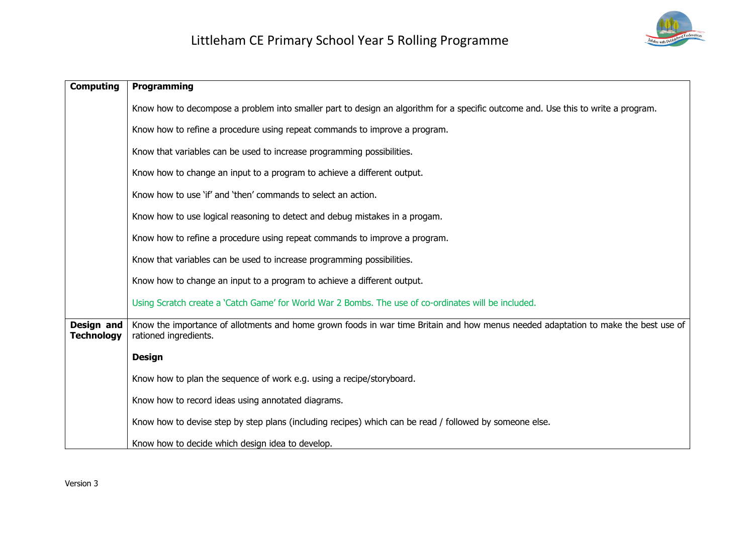# Littleham CE Primary School Year 5 Rolling Programme

| | |
|---|---|
| **Computing** | **Programming**<br><br>Know how to decompose a problem into smaller part to design an algorithm for a specific outcome and. Use this to write a program.<br><br>Know how to refine a procedure using repeat commands to improve a program.<br><br>Know that variables can be used to increase programming possibilities.<br><br>Know how to change an input to a program to achieve a different output.<br><br>Know how to use 'if' and 'then' commands to select an action.<br><br>Know how to use logical reasoning to detect and debug mistakes in a progam.<br><br>Know how to refine a procedure using repeat commands to improve a program.<br><br>Know that variables can be used to increase programming possibilities.<br><br>Know how to change an input to a program to achieve a different output.<br><br>Using Scratch create a 'Catch Game' for World War 2 Bombs. The use of co-ordinates will be included. |
| **Design and Technology** | Know the importance of allotments and home grown foods in war time Britain and how menus needed adaptation to make the best use of rationed ingredients.<br><br>**Design**<br><br>Know how to plan the sequence of work e.g. using a recipe/storyboard.<br><br>Know how to record ideas using annotated diagrams.<br><br>Know how to devise step by step plans (including recipes) which can be read / followed by someone else.<br><br>Know how to decide which design idea to develop. |

Version 3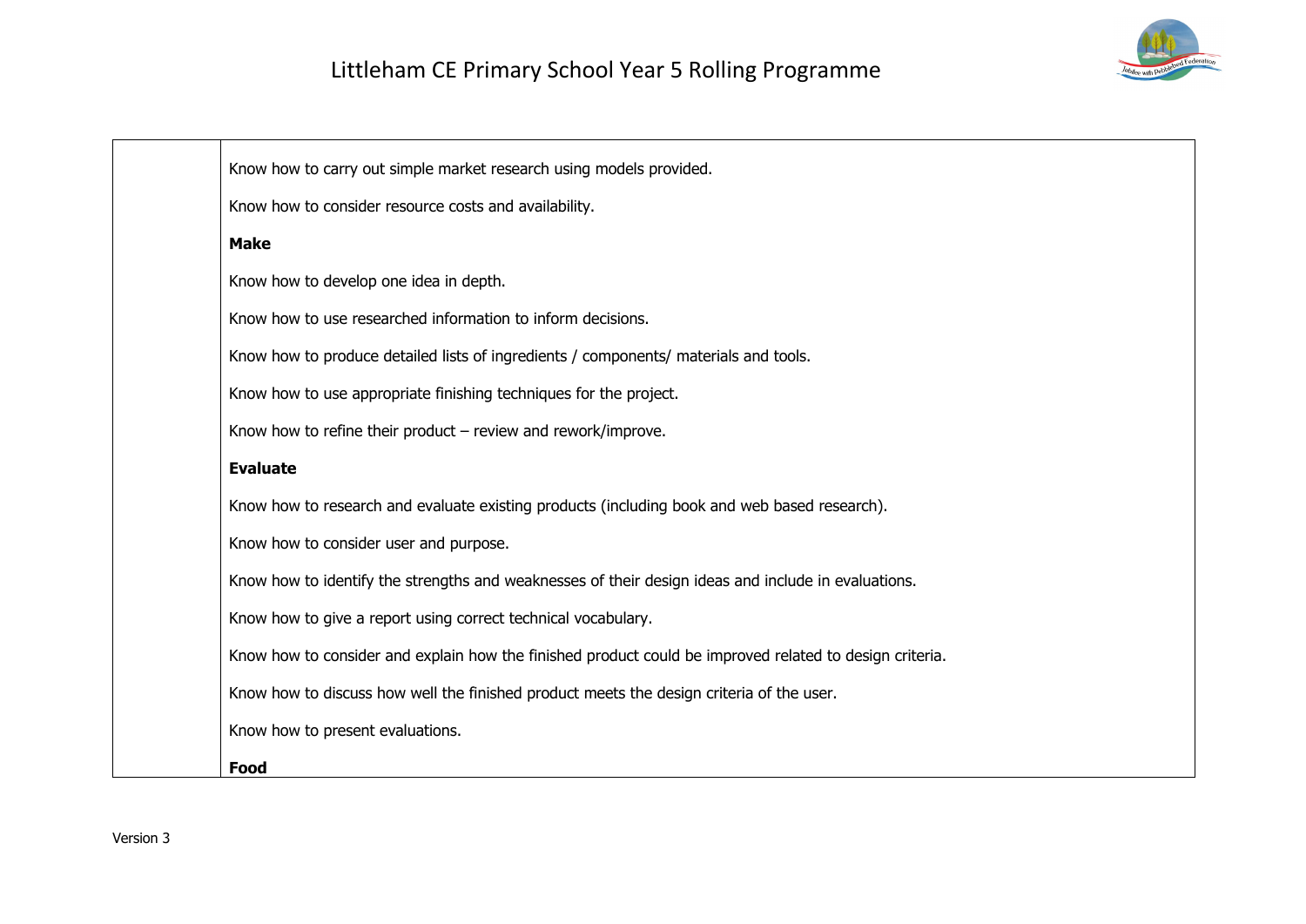| | |
|---|---|
| | Know how to carry out simple market research using models provided.<br><br>Know how to consider resource costs and availability.<br><br>**Make**<br><br>Know how to develop one idea in depth.<br><br>Know how to use researched information to inform decisions.<br><br>Know how to produce detailed lists of ingredients / components/ materials and tools.<br><br>Know how to use appropriate finishing techniques for the project.<br><br>Know how to refine their product – review and rework/improve.<br><br>**Evaluate**<br><br>Know how to research and evaluate existing products (including book and web based research).<br><br>Know how to consider user and purpose.<br><br>Know how to identify the strengths and weaknesses of their design ideas and include in evaluations.<br><br>Know how to give a report using correct technical vocabulary.<br><br>Know how to consider and explain how the finished product could be improved related to design criteria.<br><br>Know how to discuss how well the finished product meets the design criteria of the user.<br><br>Know how to present evaluations.<br><br>**Food** |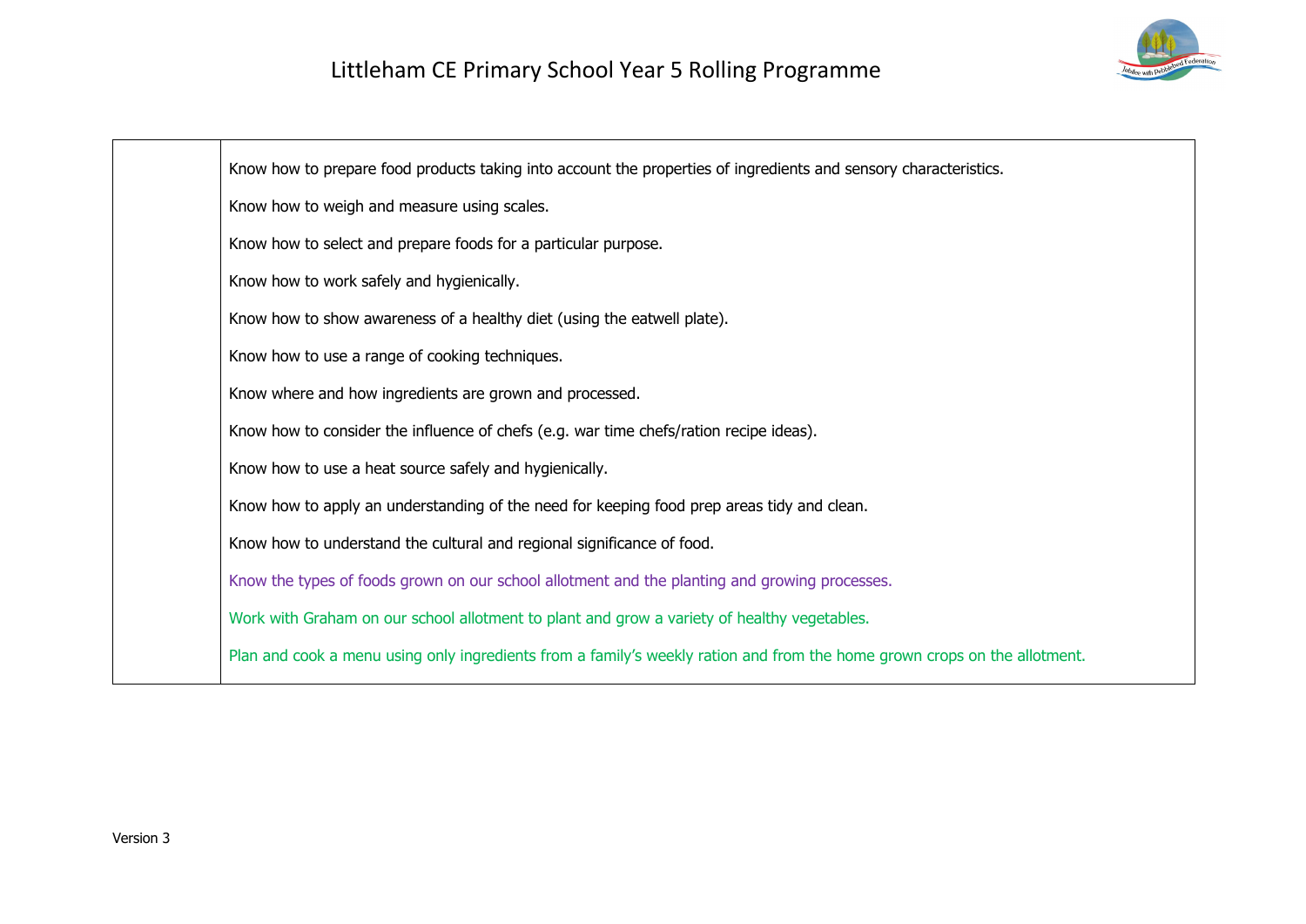| | |
|---|---|
| | Know how to prepare food products taking into account the properties of ingredients and sensory characteristics.<br><br>Know how to weigh and measure using scales.<br><br>Know how to select and prepare foods for a particular purpose.<br><br>Know how to work safely and hygienically.<br><br>Know how to show awareness of a healthy diet (using the eatwell plate).<br><br>Know how to use a range of cooking techniques.<br><br>Know where and how ingredients are grown and processed.<br><br>Know how to consider the influence of chefs (e.g. war time chefs/ration recipe ideas).<br><br>Know how to use a heat source safely and hygienically.<br><br>Know how to apply an understanding of the need for keeping food prep areas tidy and clean.<br><br>Know how to understand the cultural and regional significance of food.<br><br>Know the types of foods grown on our school allotment and the planting and growing processes.<br><br>Work with Graham on our school allotment to plant and grow a variety of healthy vegetables.<br><br>Plan and cook a menu using only ingredients from a family's weekly ration and from the home grown crops on the allotment. |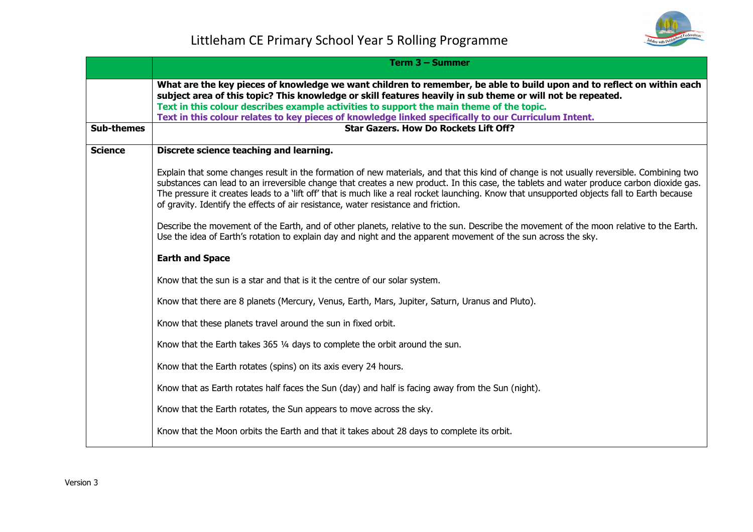# Littleham CE Primary School Year 5 Rolling Programme

| | Term 3 – Summer |
|---|---|
| | **What are the key pieces of knowledge we want children to remember, be able to build upon and to reflect on within each subject area of this topic? This knowledge or skill features heavily in sub theme or will not be repeated.** **Text in this colour describes example activities to support the main theme of the topic.** **Text in this colour relates to key pieces of knowledge linked specifically to our Curriculum Intent.** |
| **Sub-themes** | **Star Gazers. How Do Rockets Lift Off?** |
| **Science** | **Discrete science teaching and learning.**<br><br>Explain that some changes result in the formation of new materials, and that this kind of change is not usually reversible. Combining two substances can lead to an irreversible change that creates a new product. In this case, the tablets and water produce carbon dioxide gas. The pressure it creates leads to a 'lift off' that is much like a real rocket launching. Know that unsupported objects fall to Earth because of gravity. Identify the effects of air resistance, water resistance and friction.<br><br>Describe the movement of the Earth, and of other planets, relative to the sun. Describe the movement of the moon relative to the Earth. Use the idea of Earth's rotation to explain day and night and the apparent movement of the sun across the sky.<br><br>**Earth and Space**<br><br>Know that the sun is a star and that is it the centre of our solar system.<br><br>Know that there are 8 planets (Mercury, Venus, Earth, Mars, Jupiter, Saturn, Uranus and Pluto).<br><br>Know that these planets travel around the sun in fixed orbit.<br><br>Know that the Earth takes 365 ¼ days to complete the orbit around the sun.<br><br>Know that the Earth rotates (spins) on its axis every 24 hours.<br><br>Know that as Earth rotates half faces the Sun (day) and half is facing away from the Sun (night).<br><br>Know that the Earth rotates, the Sun appears to move across the sky.<br><br>Know that the Moon orbits the Earth and that it takes about 28 days to complete its orbit. |

Version 3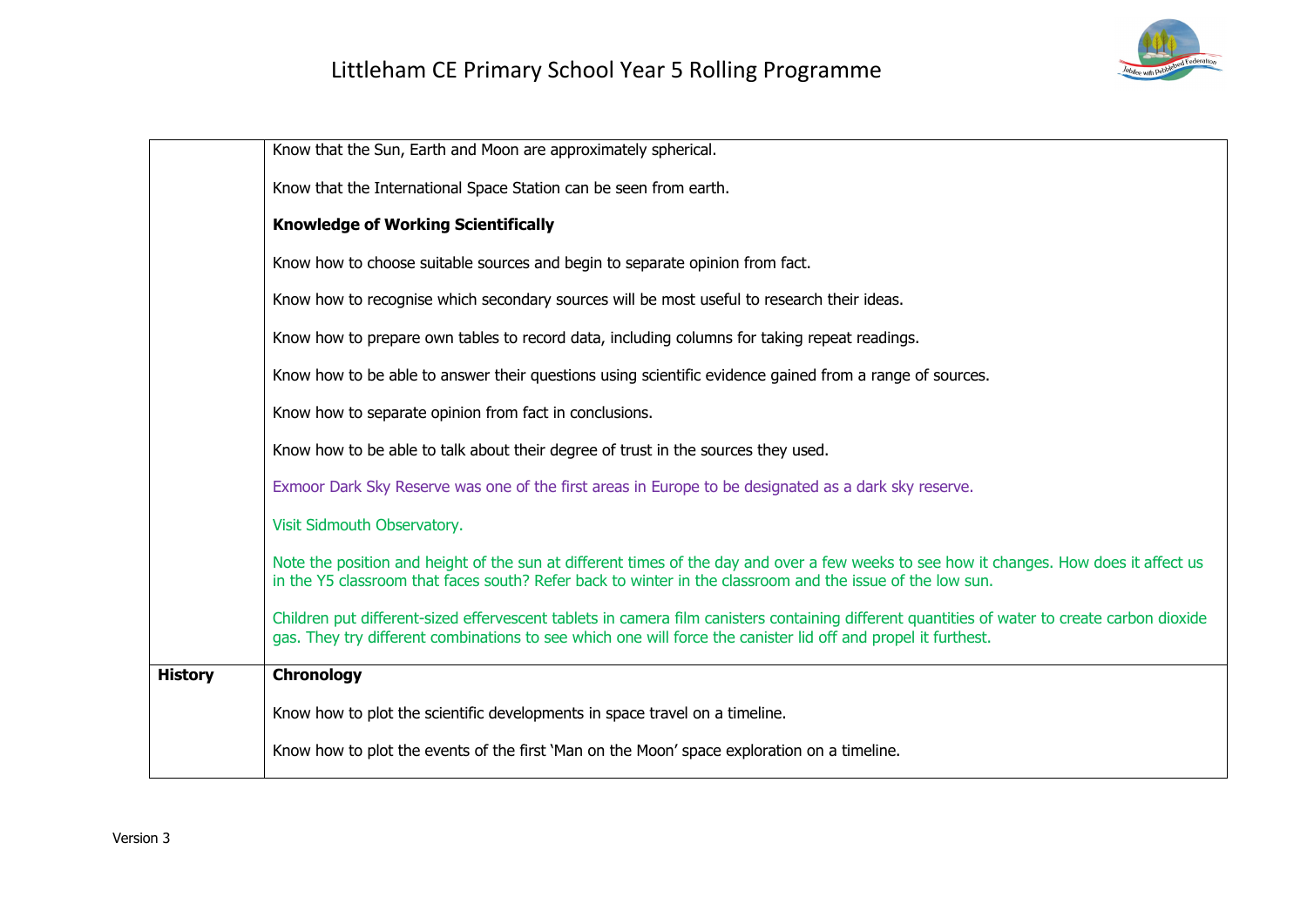| | |
|---|---|
| | Know that the Sun, Earth and Moon are approximately spherical.<br><br>Know that the International Space Station can be seen from earth.<br><br>**Knowledge of Working Scientifically**<br><br>Know how to choose suitable sources and begin to separate opinion from fact.<br><br>Know how to recognise which secondary sources will be most useful to research their ideas.<br><br>Know how to prepare own tables to record data, including columns for taking repeat readings.<br><br>Know how to be able to answer their questions using scientific evidence gained from a range of sources.<br><br>Know how to separate opinion from fact in conclusions.<br><br>Know how to be able to talk about their degree of trust in the sources they used.<br><br>Exmoor Dark Sky Reserve was one of the first areas in Europe to be designated as a dark sky reserve.<br><br>Visit Sidmouth Observatory.<br><br>Note the position and height of the sun at different times of the day and over a few weeks to see how it changes. How does it affect us in the Y5 classroom that faces south? Refer back to winter in the classroom and the issue of the low sun.<br><br>Children put different-sized effervescent tablets in camera film canisters containing different quantities of water to create carbon dioxide gas. They try different combinations to see which one will force the canister lid off and propel it furthest. |
| **History** | **Chronology**<br><br>Know how to plot the scientific developments in space travel on a timeline.<br><br>Know how to plot the events of the first 'Man on the Moon' space exploration on a timeline. |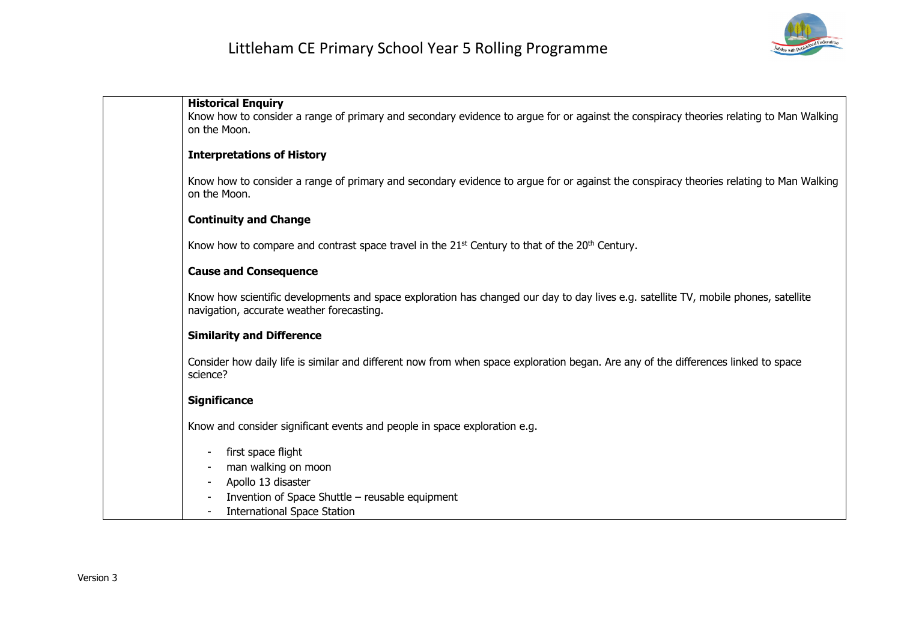| | |
|---|---|
| | **Historical Enquiry**<br>Know how to consider a range of primary and secondary evidence to argue for or against the conspiracy theories relating to Man Walking on the Moon.<br><br>**Interpretations of History**<br><br>Know how to consider a range of primary and secondary evidence to argue for or against the conspiracy theories relating to Man Walking on the Moon.<br><br>**Continuity and Change**<br><br>Know how to compare and contrast space travel in the 21st Century to that of the 20th Century.<br><br>**Cause and Consequence**<br><br>Know how scientific developments and space exploration has changed our day to day lives e.g. satellite TV, mobile phones, satellite navigation, accurate weather forecasting.<br><br>**Similarity and Difference**<br><br>Consider how daily life is similar and different now from when space exploration began. Are any of the differences linked to space science?<br><br>**Significance**<br><br>Know and consider significant events and people in space exploration e.g.<br><br>- first space flight<br>- man walking on moon<br>- Apollo 13 disaster<br>- Invention of Space Shuttle – reusable equipment<br>- International Space Station |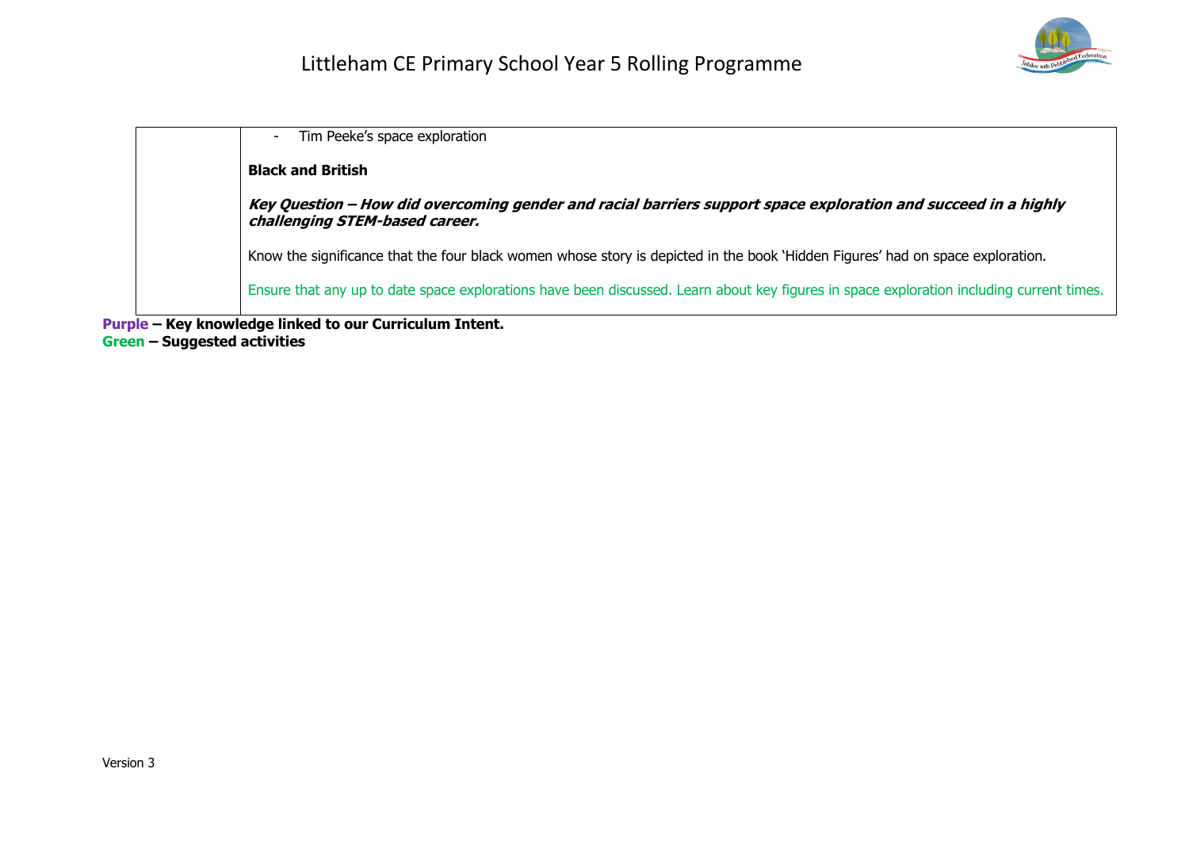| | |
|---|---|
| | - Tim Peeke's space exploration<br><br>**Black and British**<br><br>***Key Question – How did overcoming gender and racial barriers support space exploration and succeed in a highly challenging STEM-based career.***<br><br>Know the significance that the four black women whose story is depicted in the book 'Hidden Figures' had on space exploration.<br><br>Ensure that any up to date space explorations have been discussed. Learn about key figures in space exploration including current times. |

**Purple – Key knowledge linked to our Curriculum Intent.**
**Green – Suggested activities**

Version 3